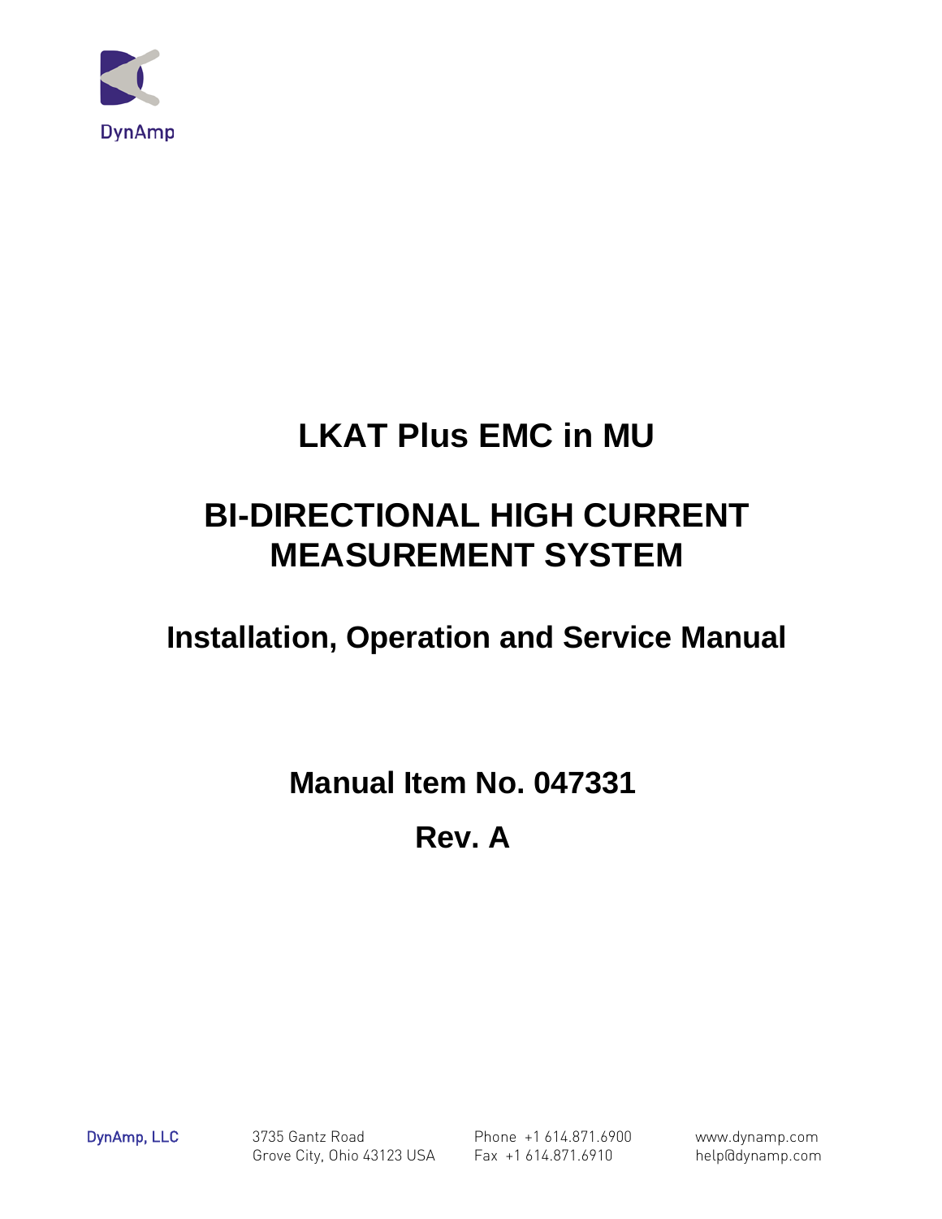DynAmp

# LKAT Plus EMC in MU

# BI-DIRECTIONAL HIGH CURRENT MEASUREMENT SYSTEM

## Installation, Operation and Service Manual

### Manual Item No. 047331

### Rev. A

DynAmp, LLC

3735 Gantz Road
Grove City, Ohio 43123 USA

Phone +1 614.871.6900
Fax +1 614.871.6910

www.dynamp.com
help@dynamp.com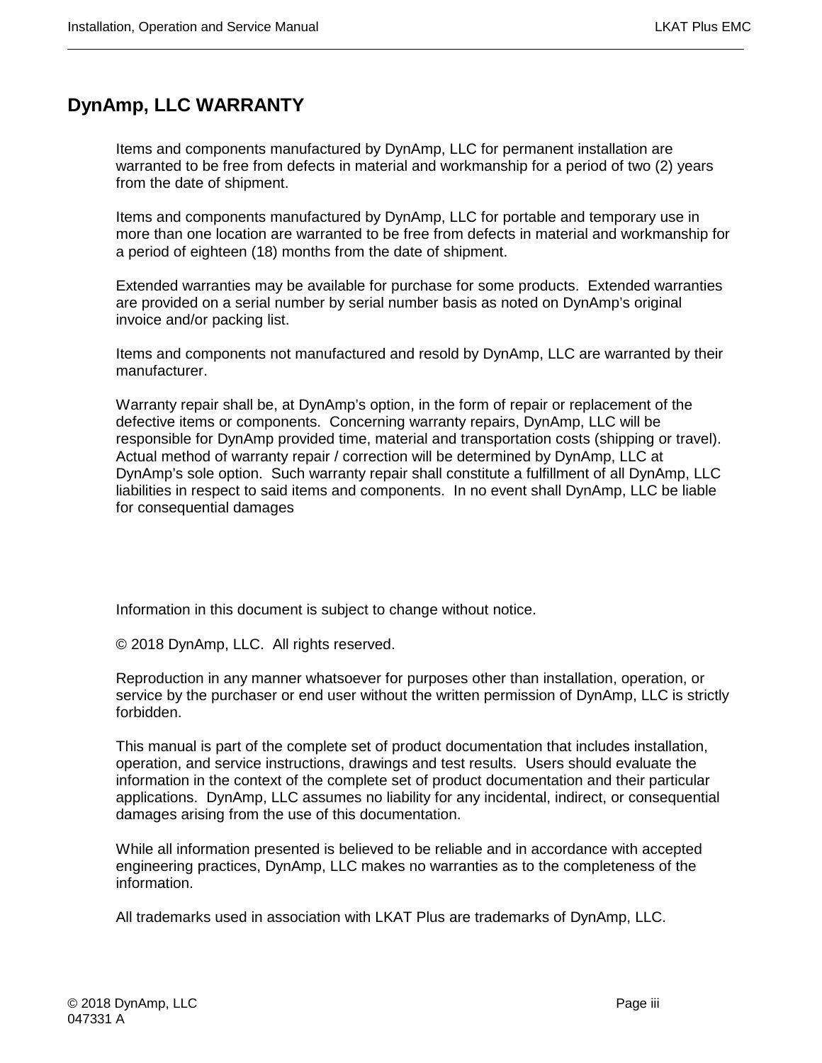## DynAmp, LLC WARRANTY

Items and components manufactured by DynAmp, LLC for permanent installation are warranted to be free from defects in material and workmanship for a period of two (2) years from the date of shipment.

Items and components manufactured by DynAmp, LLC for portable and temporary use in more than one location are warranted to be free from defects in material and workmanship for a period of eighteen (18) months from the date of shipment.

Extended warranties may be available for purchase for some products. Extended warranties are provided on a serial number by serial number basis as noted on DynAmp's original invoice and/or packing list.

Items and components not manufactured and resold by DynAmp, LLC are warranted by their manufacturer.

Warranty repair shall be, at DynAmp's option, in the form of repair or replacement of the defective items or components. Concerning warranty repairs, DynAmp, LLC will be responsible for DynAmp provided time, material and transportation costs (shipping or travel). Actual method of warranty repair / correction will be determined by DynAmp, LLC at DynAmp's sole option. Such warranty repair shall constitute a fulfillment of all DynAmp, LLC liabilities in respect to said items and components. In no event shall DynAmp, LLC be liable for consequential damages

Information in this document is subject to change without notice.

© 2018 DynAmp, LLC. All rights reserved.

Reproduction in any manner whatsoever for purposes other than installation, operation, or service by the purchaser or end user without the written permission of DynAmp, LLC is strictly forbidden.

This manual is part of the complete set of product documentation that includes installation, operation, and service instructions, drawings and test results. Users should evaluate the information in the context of the complete set of product documentation and their particular applications. DynAmp, LLC assumes no liability for any incidental, indirect, or consequential damages arising from the use of this documentation.

While all information presented is believed to be reliable and in accordance with accepted engineering practices, DynAmp, LLC makes no warranties as to the completeness of the information.

All trademarks used in association with LKAT Plus are trademarks of DynAmp, LLC.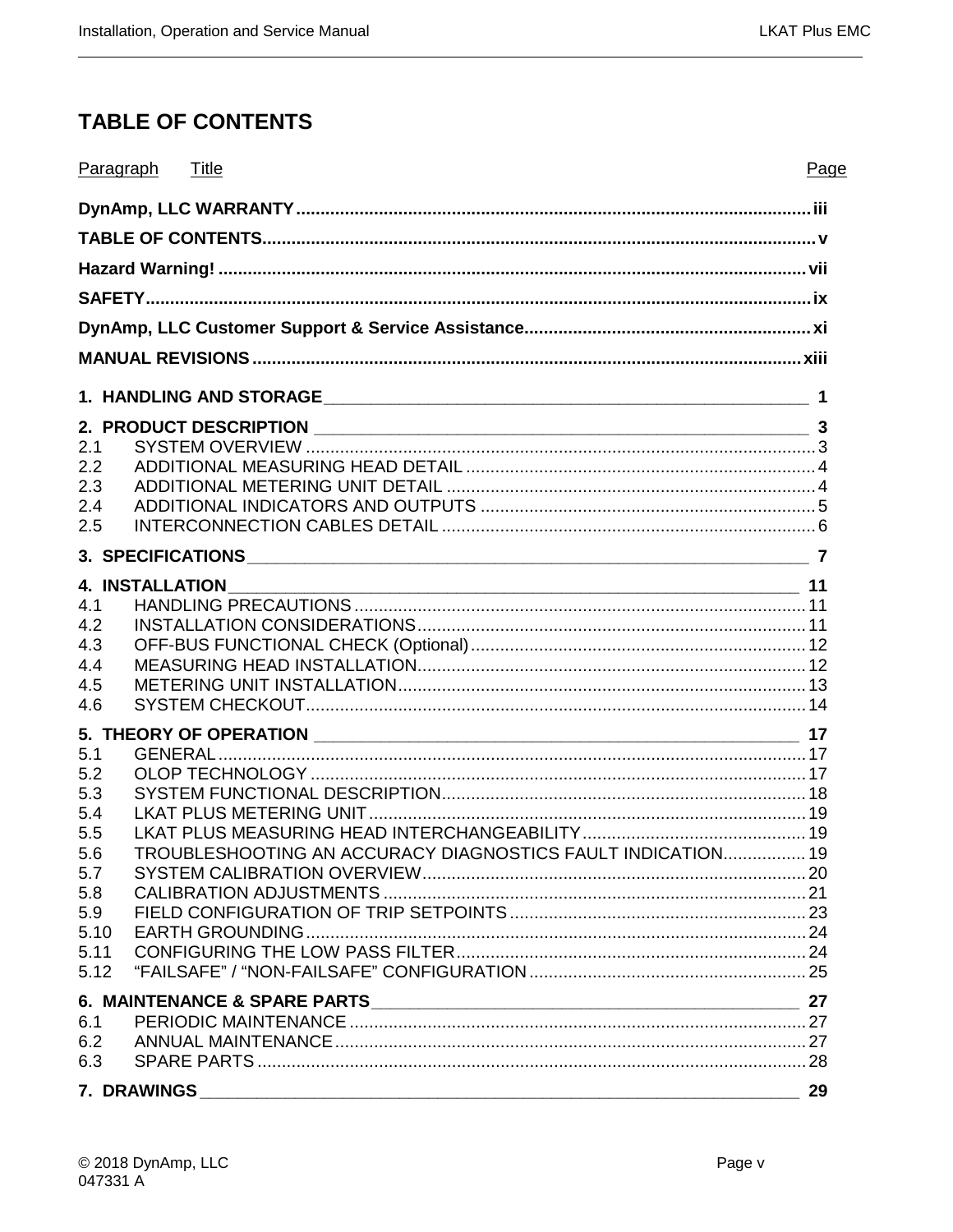# TABLE OF CONTENTS

| Paragraph | Title | Page |
|---|---|---|
| | **DynAmp, LLC WARRANTY** | **iii** |
| | **TABLE OF CONTENTS** | **v** |
| | **Hazard Warning!** | **vii** |
| | **SAFETY** | **ix** |
| | **DynAmp, LLC Customer Support & Service Assistance** | **xi** |
| | **MANUAL REVISIONS** | **xiii** |
| **1.** | **HANDLING AND STORAGE** | **1** |
| **2.** | **PRODUCT DESCRIPTION** | **3** |
| 2.1 | SYSTEM OVERVIEW | 3 |
| 2.2 | ADDITIONAL MEASURING HEAD DETAIL | 4 |
| 2.3 | ADDITIONAL METERING UNIT DETAIL | 4 |
| 2.4 | ADDITIONAL INDICATORS AND OUTPUTS | 5 |
| 2.5 | INTERCONNECTION CABLES DETAIL | 6 |
| **3.** | **SPECIFICATIONS** | **7** |
| **4.** | **INSTALLATION** | **11** |
| 4.1 | HANDLING PRECAUTIONS | 11 |
| 4.2 | INSTALLATION CONSIDERATIONS | 11 |
| 4.3 | OFF-BUS FUNCTIONAL CHECK (Optional) | 12 |
| 4.4 | MEASURING HEAD INSTALLATION | 12 |
| 4.5 | METERING UNIT INSTALLATION | 13 |
| 4.6 | SYSTEM CHECKOUT | 14 |
| **5.** | **THEORY OF OPERATION** | **17** |
| 5.1 | GENERAL | 17 |
| 5.2 | OLOP TECHNOLOGY | 17 |
| 5.3 | SYSTEM FUNCTIONAL DESCRIPTION | 18 |
| 5.4 | LKAT PLUS METERING UNIT | 19 |
| 5.5 | LKAT PLUS MEASURING HEAD INTERCHANGEABILITY | 19 |
| 5.6 | TROUBLESHOOTING AN ACCURACY DIAGNOSTICS FAULT INDICATION | 19 |
| 5.7 | SYSTEM CALIBRATION OVERVIEW | 20 |
| 5.8 | CALIBRATION ADJUSTMENTS | 21 |
| 5.9 | FIELD CONFIGURATION OF TRIP SETPOINTS | 23 |
| 5.10 | EARTH GROUNDING | 24 |
| 5.11 | CONFIGURING THE LOW PASS FILTER | 24 |
| 5.12 | "FAILSAFE" / "NON-FAILSAFE" CONFIGURATION | 25 |
| **6.** | **MAINTENANCE & SPARE PARTS** | **27** |
| 6.1 | PERIODIC MAINTENANCE | 27 |
| 6.2 | ANNUAL MAINTENANCE | 27 |
| 6.3 | SPARE PARTS | 28 |
| **7.** | **DRAWINGS** | **29** |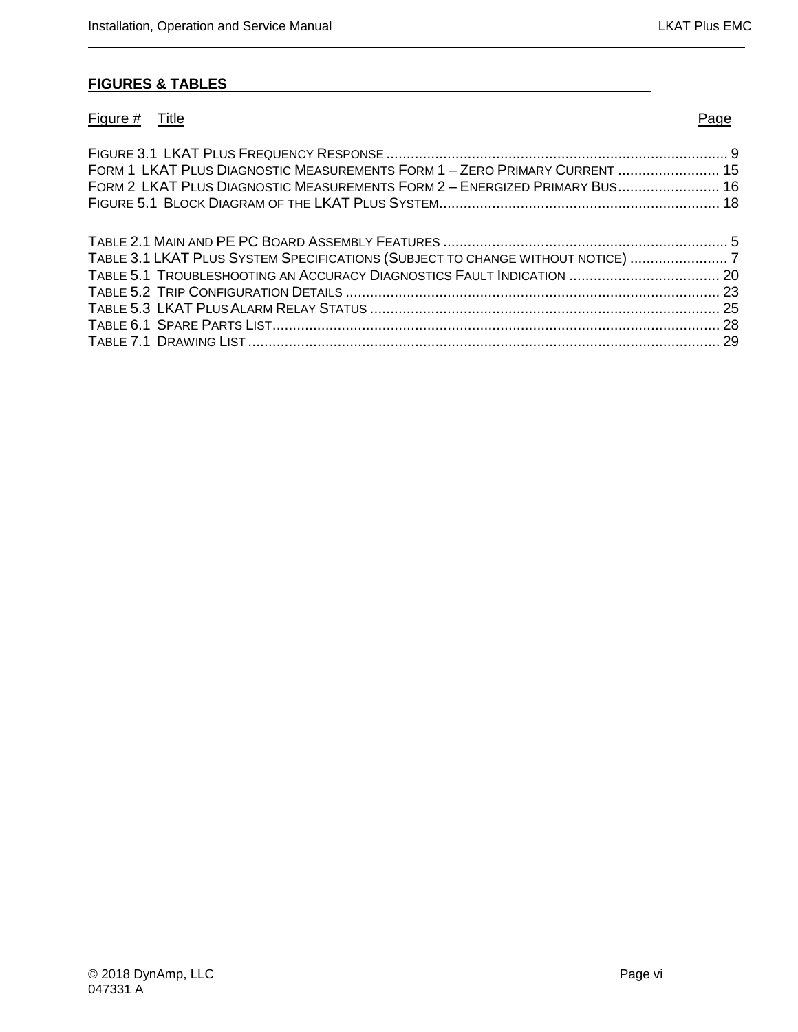## FIGURES & TABLES

| Figure # Title | Page |
|---|---|
| FIGURE 3.1 LKAT PLUS FREQUENCY RESPONSE | 9 |
| FORM 1 LKAT PLUS DIAGNOSTIC MEASUREMENTS FORM 1 – ZERO PRIMARY CURRENT | 15 |
| FORM 2 LKAT PLUS DIAGNOSTIC MEASUREMENTS FORM 2 – ENERGIZED PRIMARY BUS | 16 |
| FIGURE 5.1 BLOCK DIAGRAM OF THE LKAT PLUS SYSTEM | 18 |
| TABLE 2.1 MAIN AND PE PC BOARD ASSEMBLY FEATURES | 5 |
| TABLE 3.1 LKAT PLUS SYSTEM SPECIFICATIONS (SUBJECT TO CHANGE WITHOUT NOTICE) | 7 |
| TABLE 5.1 TROUBLESHOOTING AN ACCURACY DIAGNOSTICS FAULT INDICATION | 20 |
| TABLE 5.2 TRIP CONFIGURATION DETAILS | 23 |
| TABLE 5.3 LKAT PLUS ALARM RELAY STATUS | 25 |
| TABLE 6.1 SPARE PARTS LIST | 28 |
| TABLE 7.1 DRAWING LIST | 29 |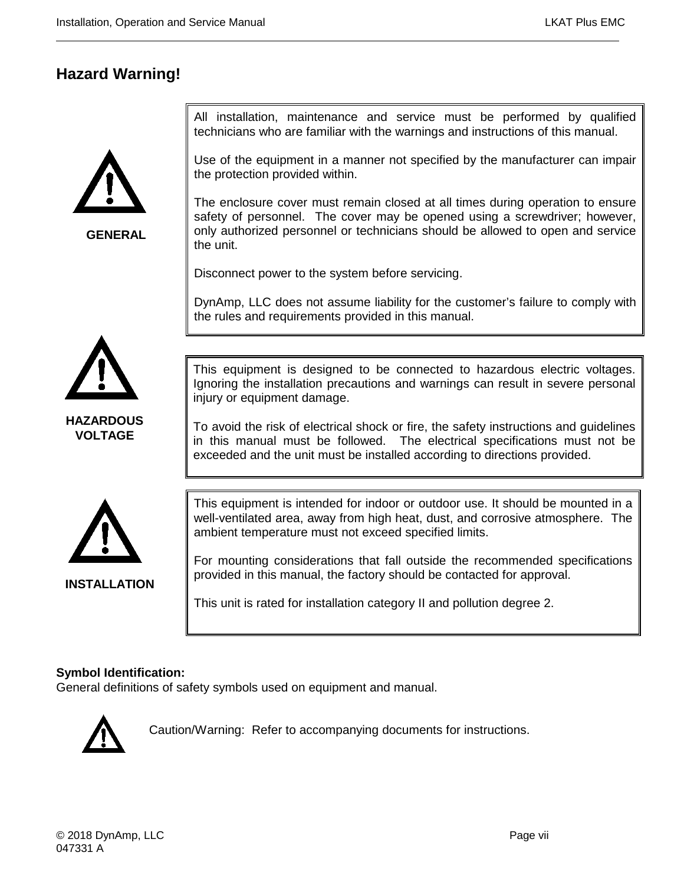## Hazard Warning!

**GENERAL**

All installation, maintenance and service must be performed by qualified technicians who are familiar with the warnings and instructions of this manual.

Use of the equipment in a manner not specified by the manufacturer can impair the protection provided within.

The enclosure cover must remain closed at all times during operation to ensure safety of personnel. The cover may be opened using a screwdriver; however, only authorized personnel or technicians should be allowed to open and service the unit.

Disconnect power to the system before servicing.

DynAmp, LLC does not assume liability for the customer's failure to comply with the rules and requirements provided in this manual.

**HAZARDOUS VOLTAGE**

This equipment is designed to be connected to hazardous electric voltages. Ignoring the installation precautions and warnings can result in severe personal injury or equipment damage.

To avoid the risk of electrical shock or fire, the safety instructions and guidelines in this manual must be followed. The electrical specifications must not be exceeded and the unit must be installed according to directions provided.

**INSTALLATION**

This equipment is intended for indoor or outdoor use. It should be mounted in a well-ventilated area, away from high heat, dust, and corrosive atmosphere. The ambient temperature must not exceed specified limits.

For mounting considerations that fall outside the recommended specifications provided in this manual, the factory should be contacted for approval.

This unit is rated for installation category II and pollution degree 2.

**Symbol Identification:**
General definitions of safety symbols used on equipment and manual.

Caution/Warning: Refer to accompanying documents for instructions.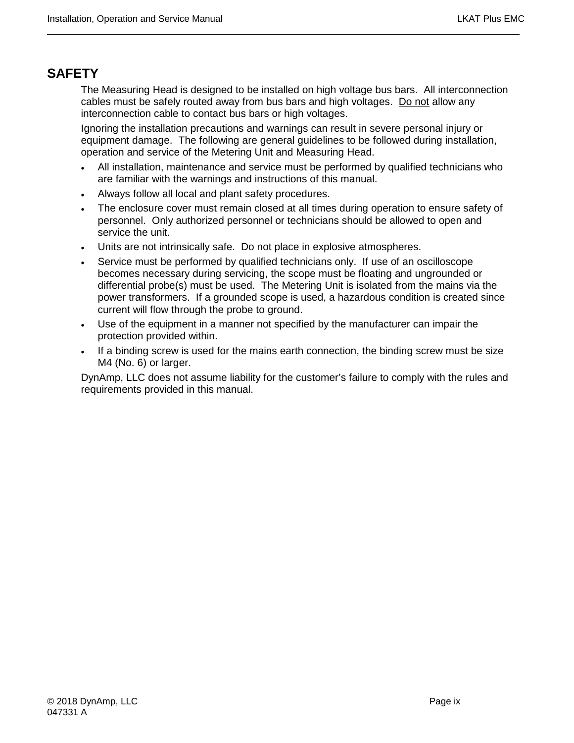# SAFETY

The Measuring Head is designed to be installed on high voltage bus bars. All interconnection cables must be safely routed away from bus bars and high voltages. <u>Do not</u> allow any interconnection cable to contact bus bars or high voltages.

Ignoring the installation precautions and warnings can result in severe personal injury or equipment damage. The following are general guidelines to be followed during installation, operation and service of the Metering Unit and Measuring Head.

- All installation, maintenance and service must be performed by qualified technicians who are familiar with the warnings and instructions of this manual.
- Always follow all local and plant safety procedures.
- The enclosure cover must remain closed at all times during operation to ensure safety of personnel. Only authorized personnel or technicians should be allowed to open and service the unit.
- Units are not intrinsically safe. Do not place in explosive atmospheres.
- Service must be performed by qualified technicians only. If use of an oscilloscope becomes necessary during servicing, the scope must be floating and ungrounded or differential probe(s) must be used. The Metering Unit is isolated from the mains via the power transformers. If a grounded scope is used, a hazardous condition is created since current will flow through the probe to ground.
- Use of the equipment in a manner not specified by the manufacturer can impair the protection provided within.
- If a binding screw is used for the mains earth connection, the binding screw must be size M4 (No. 6) or larger.

DynAmp, LLC does not assume liability for the customer's failure to comply with the rules and requirements provided in this manual.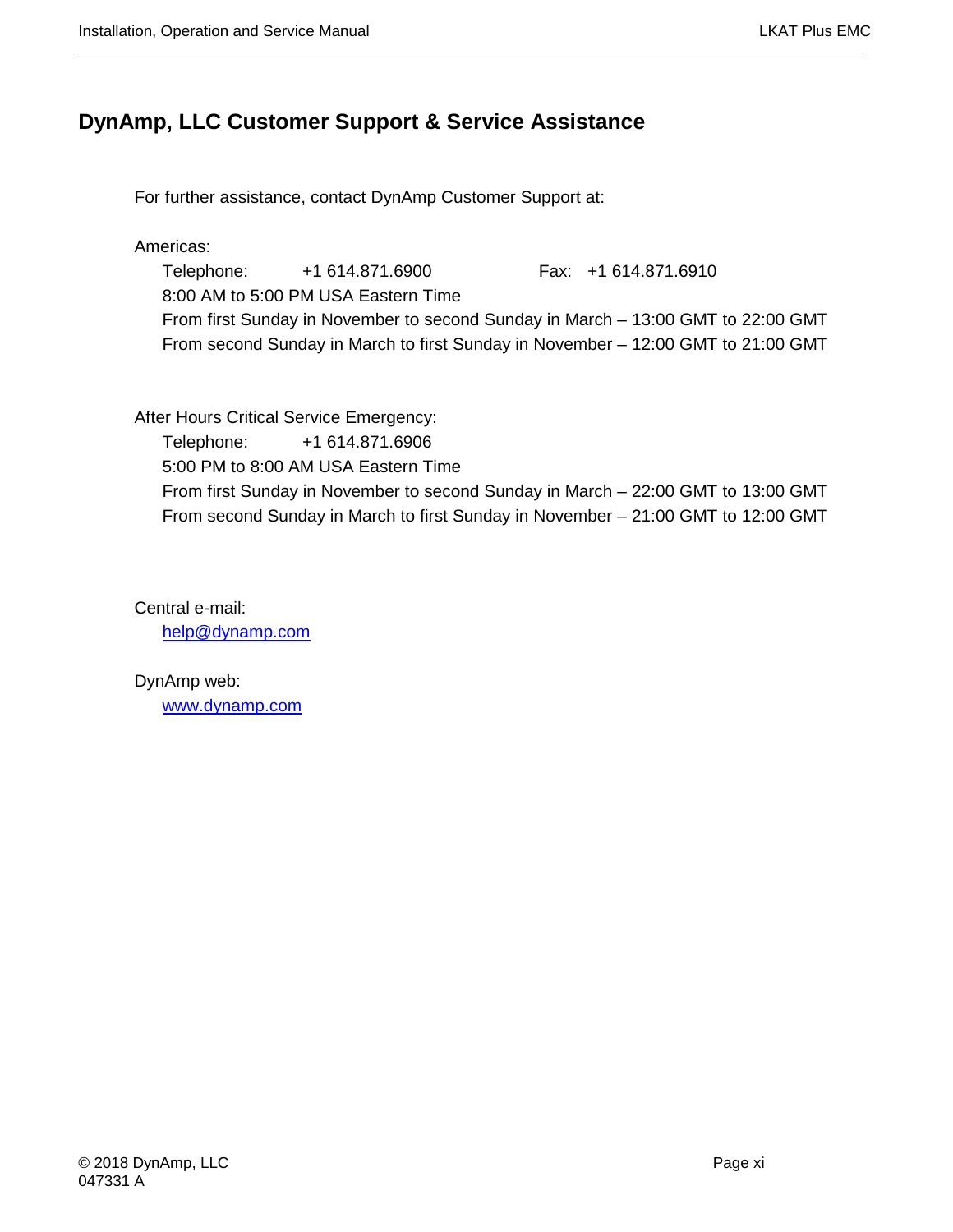## DynAmp, LLC Customer Support & Service Assistance

For further assistance, contact DynAmp Customer Support at:

Americas:

Telephone: +1 614.871.6900 Fax: +1 614.871.6910
8:00 AM to 5:00 PM USA Eastern Time
From first Sunday in November to second Sunday in March – 13:00 GMT to 22:00 GMT
From second Sunday in March to first Sunday in November – 12:00 GMT to 21:00 GMT

After Hours Critical Service Emergency:

Telephone: +1 614.871.6906
5:00 PM to 8:00 AM USA Eastern Time
From first Sunday in November to second Sunday in March – 22:00 GMT to 13:00 GMT
From second Sunday in March to first Sunday in November – 21:00 GMT to 12:00 GMT

Central e-mail:

[help@dynamp.com](mailto:help@dynamp.com)

DynAmp web:

[www.dynamp.com](http://www.dynamp.com)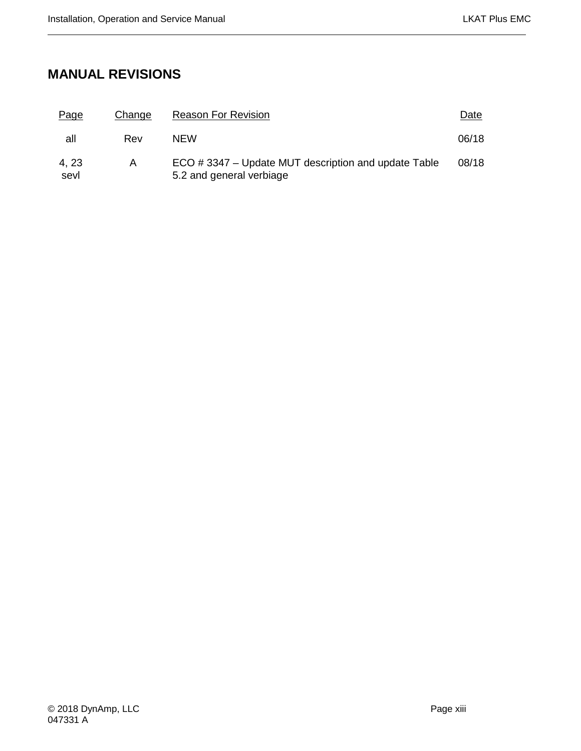# MANUAL REVISIONS

| Page | Change | Reason For Revision | Date |
|---|---|---|---|
| all | Rev | NEW | 06/18 |
| 4, 23 sevl | A | ECO # 3347 – Update MUT description and update Table 5.2 and general verbiage | 08/18 |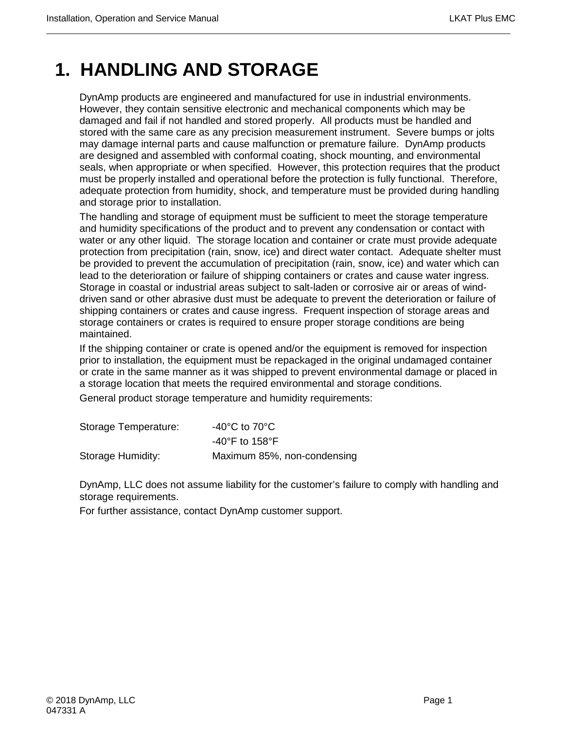# 1. HANDLING AND STORAGE

DynAmp products are engineered and manufactured for use in industrial environments. However, they contain sensitive electronic and mechanical components which may be damaged and fail if not handled and stored properly. All products must be handled and stored with the same care as any precision measurement instrument. Severe bumps or jolts may damage internal parts and cause malfunction or premature failure. DynAmp products are designed and assembled with conformal coating, shock mounting, and environmental seals, when appropriate or when specified. However, this protection requires that the product must be properly installed and operational before the protection is fully functional. Therefore, adequate protection from humidity, shock, and temperature must be provided during handling and storage prior to installation.

The handling and storage of equipment must be sufficient to meet the storage temperature and humidity specifications of the product and to prevent any condensation or contact with water or any other liquid. The storage location and container or crate must provide adequate protection from precipitation (rain, snow, ice) and direct water contact. Adequate shelter must be provided to prevent the accumulation of precipitation (rain, snow, ice) and water which can lead to the deterioration or failure of shipping containers or crates and cause water ingress. Storage in coastal or industrial areas subject to salt-laden or corrosive air or areas of wind-driven sand or other abrasive dust must be adequate to prevent the deterioration or failure of shipping containers or crates and cause ingress. Frequent inspection of storage areas and storage containers or crates is required to ensure proper storage conditions are being maintained.

If the shipping container or crate is opened and/or the equipment is removed for inspection prior to installation, the equipment must be repackaged in the original undamaged container or crate in the same manner as it was shipped to prevent environmental damage or placed in a storage location that meets the required environmental and storage conditions.

General product storage temperature and humidity requirements:

| | |
|---|---|
| Storage Temperature: | -40°C to 70°C |
| | -40°F to 158°F |
| Storage Humidity: | Maximum 85%, non-condensing |

DynAmp, LLC does not assume liability for the customer's failure to comply with handling and storage requirements.

For further assistance, contact DynAmp customer support.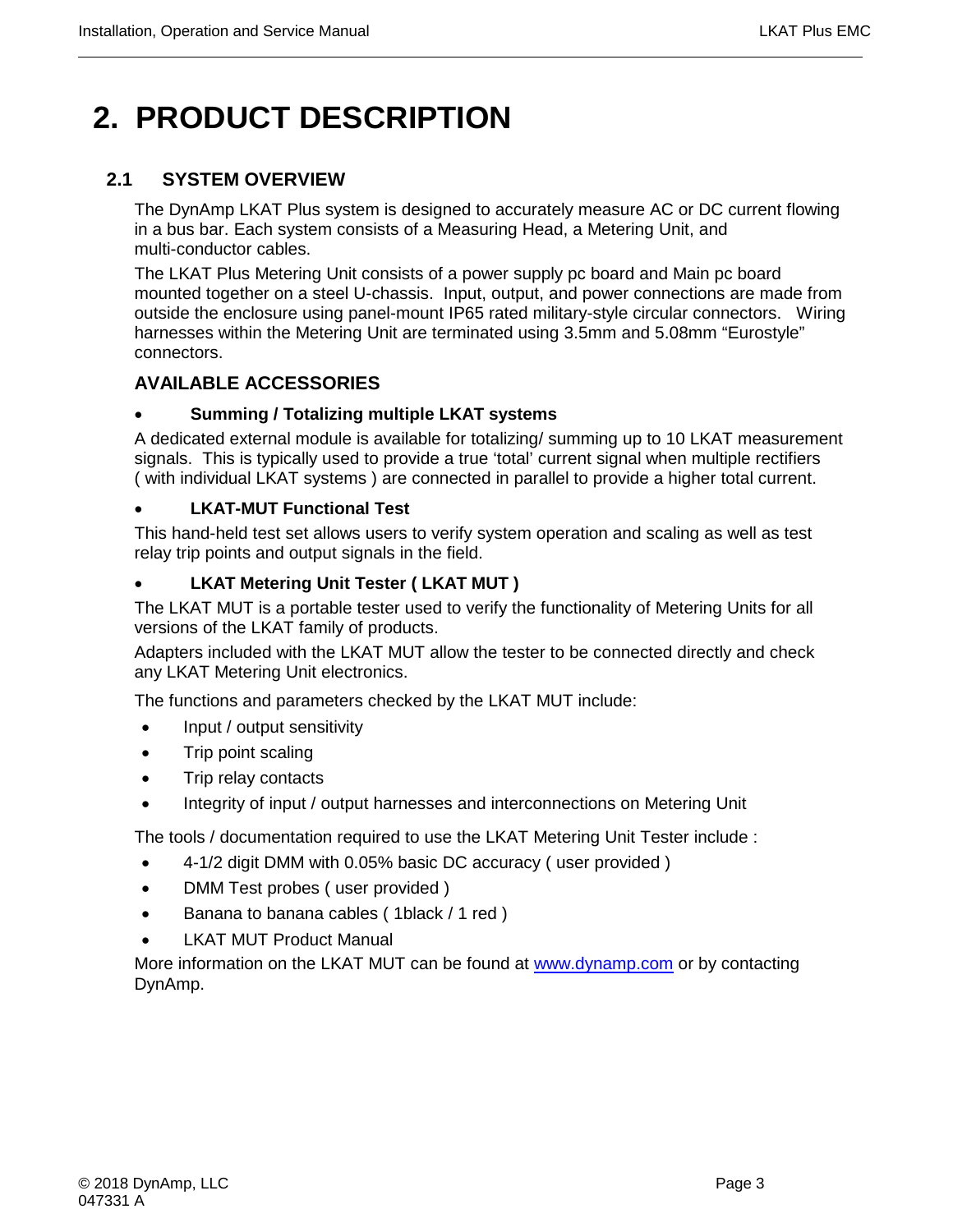# 2. PRODUCT DESCRIPTION

## 2.1 SYSTEM OVERVIEW

The DynAmp LKAT Plus system is designed to accurately measure AC or DC current flowing in a bus bar. Each system consists of a Measuring Head, a Metering Unit, and multi-conductor cables.

The LKAT Plus Metering Unit consists of a power supply pc board and Main pc board mounted together on a steel U-chassis. Input, output, and power connections are made from outside the enclosure using panel-mount IP65 rated military-style circular connectors. Wiring harnesses within the Metering Unit are terminated using 3.5mm and 5.08mm "Eurostyle" connectors.

### AVAILABLE ACCESSORIES

- **Summing / Totalizing multiple LKAT systems**

A dedicated external module is available for totalizing/ summing up to 10 LKAT measurement signals. This is typically used to provide a true 'total' current signal when multiple rectifiers ( with individual LKAT systems ) are connected in parallel to provide a higher total current.

- **LKAT-MUT Functional Test**

This hand-held test set allows users to verify system operation and scaling as well as test relay trip points and output signals in the field.

- **LKAT Metering Unit Tester ( LKAT MUT )**

The LKAT MUT is a portable tester used to verify the functionality of Metering Units for all versions of the LKAT family of products.

Adapters included with the LKAT MUT allow the tester to be connected directly and check any LKAT Metering Unit electronics.

The functions and parameters checked by the LKAT MUT include:

- Input / output sensitivity
- Trip point scaling
- Trip relay contacts
- Integrity of input / output harnesses and interconnections on Metering Unit

The tools / documentation required to use the LKAT Metering Unit Tester include :

- 4-1/2 digit DMM with 0.05% basic DC accuracy ( user provided )
- DMM Test probes ( user provided )
- Banana to banana cables ( 1black / 1 red )
- LKAT MUT Product Manual

More information on the LKAT MUT can be found at [www.dynamp.com](http://www.dynamp.com) or by contacting DynAmp.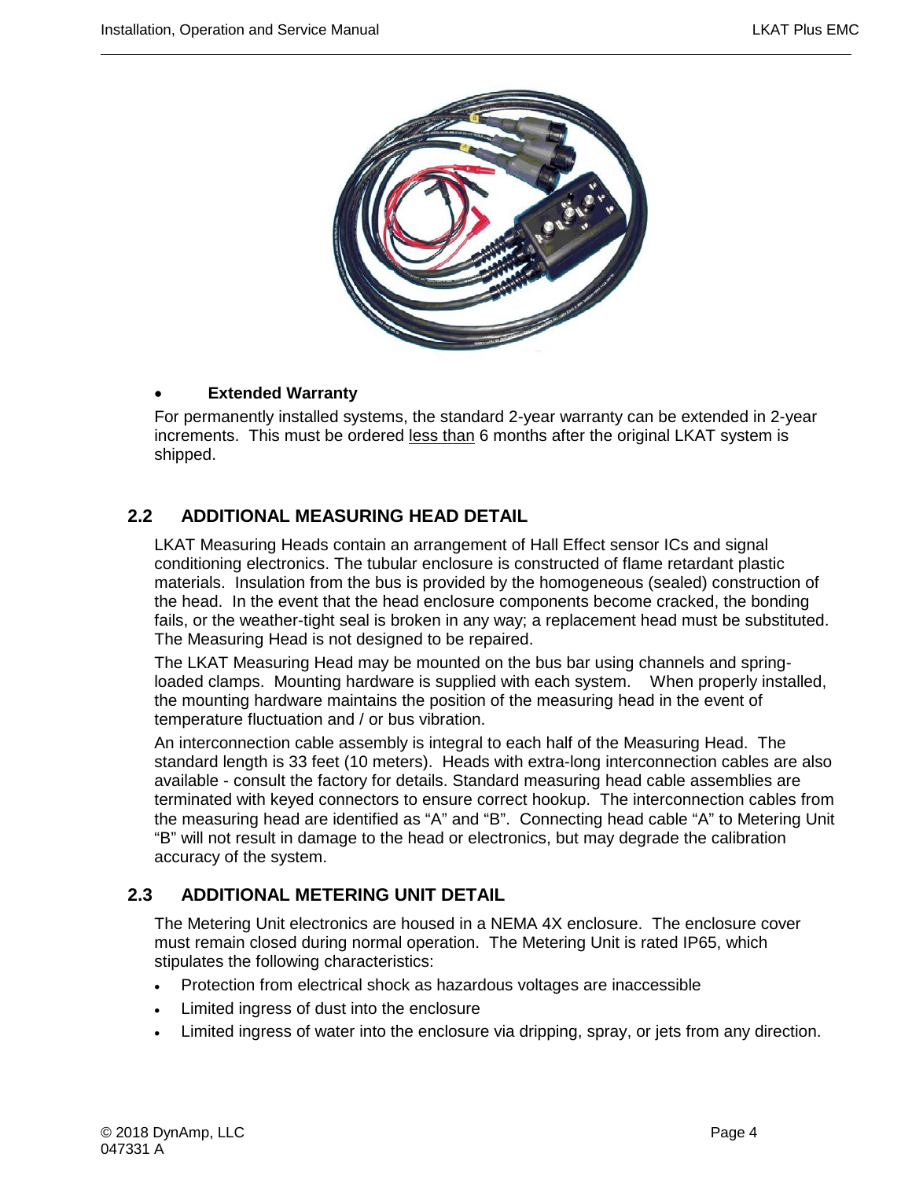- **Extended Warranty**

For permanently installed systems, the standard 2-year warranty can be extended in 2-year increments. This must be ordered less than 6 months after the original LKAT system is shipped.

## 2.2 ADDITIONAL MEASURING HEAD DETAIL

LKAT Measuring Heads contain an arrangement of Hall Effect sensor ICs and signal conditioning electronics. The tubular enclosure is constructed of flame retardant plastic materials. Insulation from the bus is provided by the homogeneous (sealed) construction of the head. In the event that the head enclosure components become cracked, the bonding fails, or the weather-tight seal is broken in any way; a replacement head must be substituted. The Measuring Head is not designed to be repaired.

The LKAT Measuring Head may be mounted on the bus bar using channels and spring-loaded clamps. Mounting hardware is supplied with each system. When properly installed, the mounting hardware maintains the position of the measuring head in the event of temperature fluctuation and / or bus vibration.

An interconnection cable assembly is integral to each half of the Measuring Head. The standard length is 33 feet (10 meters). Heads with extra-long interconnection cables are also available - consult the factory for details. Standard measuring head cable assemblies are terminated with keyed connectors to ensure correct hookup. The interconnection cables from the measuring head are identified as “A” and “B”. Connecting head cable “A” to Metering Unit “B” will not result in damage to the head or electronics, but may degrade the calibration accuracy of the system.

## 2.3 ADDITIONAL METERING UNIT DETAIL

The Metering Unit electronics are housed in a NEMA 4X enclosure. The enclosure cover must remain closed during normal operation. The Metering Unit is rated IP65, which stipulates the following characteristics:

- Protection from electrical shock as hazardous voltages are inaccessible
- Limited ingress of dust into the enclosure
- Limited ingress of water into the enclosure via dripping, spray, or jets from any direction.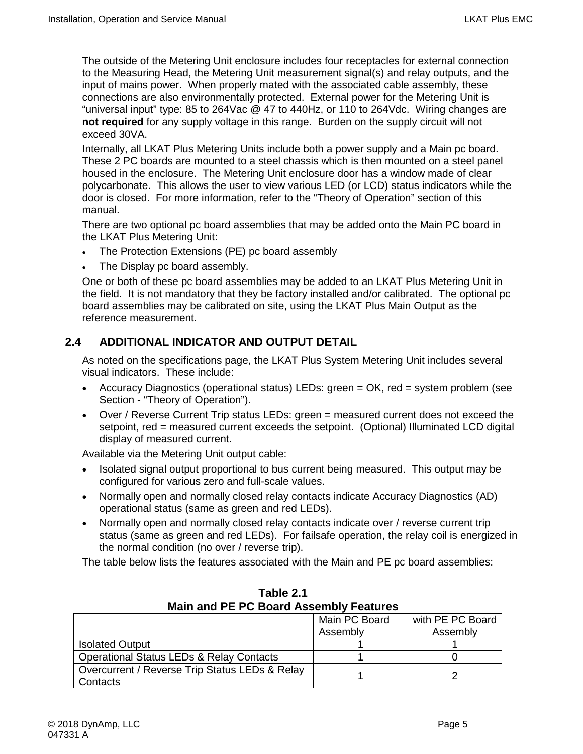The outside of the Metering Unit enclosure includes four receptacles for external connection to the Measuring Head, the Metering Unit measurement signal(s) and relay outputs, and the input of mains power. When properly mated with the associated cable assembly, these connections are also environmentally protected. External power for the Metering Unit is "universal input" type: 85 to 264Vac @ 47 to 440Hz, or 110 to 264Vdc. Wiring changes are **not required** for any supply voltage in this range. Burden on the supply circuit will not exceed 30VA.

Internally, all LKAT Plus Metering Units include both a power supply and a Main pc board. These 2 PC boards are mounted to a steel chassis which is then mounted on a steel panel housed in the enclosure. The Metering Unit enclosure door has a window made of clear polycarbonate. This allows the user to view various LED (or LCD) status indicators while the door is closed. For more information, refer to the "Theory of Operation" section of this manual.

There are two optional pc board assemblies that may be added onto the Main PC board in the LKAT Plus Metering Unit:

- The Protection Extensions (PE) pc board assembly
- The Display pc board assembly.

One or both of these pc board assemblies may be added to an LKAT Plus Metering Unit in the field. It is not mandatory that they be factory installed and/or calibrated. The optional pc board assemblies may be calibrated on site, using the LKAT Plus Main Output as the reference measurement.

## 2.4 ADDITIONAL INDICATOR AND OUTPUT DETAIL

As noted on the specifications page, the LKAT Plus System Metering Unit includes several visual indicators. These include:

- Accuracy Diagnostics (operational status) LEDs: green = OK, red = system problem (see Section - "Theory of Operation").
- Over / Reverse Current Trip status LEDs: green = measured current does not exceed the setpoint, red = measured current exceeds the setpoint. (Optional) Illuminated LCD digital display of measured current.

Available via the Metering Unit output cable:

- Isolated signal output proportional to bus current being measured. This output may be configured for various zero and full-scale values.
- Normally open and normally closed relay contacts indicate Accuracy Diagnostics (AD) operational status (same as green and red LEDs).
- Normally open and normally closed relay contacts indicate over / reverse current trip status (same as green and red LEDs). For failsafe operation, the relay coil is energized in the normal condition (no over / reverse trip).

The table below lists the features associated with the Main and PE pc board assemblies:

**Table 2.1**
**Main and PE PC Board Assembly Features**

| | Main PC Board Assembly | with PE PC Board Assembly |
|---|---|---|
| Isolated Output | 1 | 1 |
| Operational Status LEDs & Relay Contacts | 1 | 0 |
| Overcurrent / Reverse Trip Status LEDs & Relay Contacts | 1 | 2 |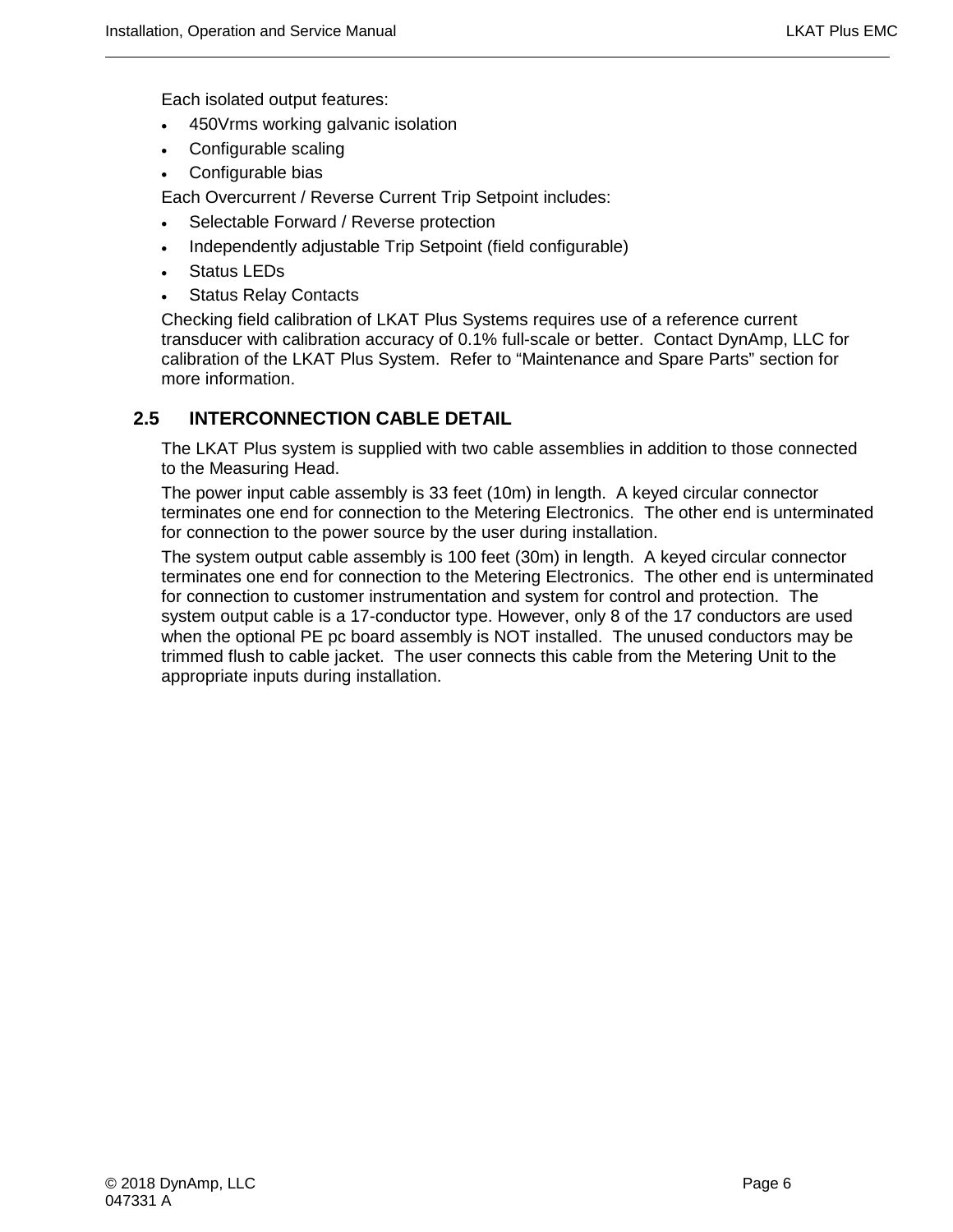Each isolated output features:

- 450Vrms working galvanic isolation
- Configurable scaling
- Configurable bias

Each Overcurrent / Reverse Current Trip Setpoint includes:

- Selectable Forward / Reverse protection
- Independently adjustable Trip Setpoint (field configurable)
- Status LEDs
- Status Relay Contacts

Checking field calibration of LKAT Plus Systems requires use of a reference current transducer with calibration accuracy of 0.1% full-scale or better. Contact DynAmp, LLC for calibration of the LKAT Plus System. Refer to "Maintenance and Spare Parts" section for more information.

## 2.5 INTERCONNECTION CABLE DETAIL

The LKAT Plus system is supplied with two cable assemblies in addition to those connected to the Measuring Head.

The power input cable assembly is 33 feet (10m) in length. A keyed circular connector terminates one end for connection to the Metering Electronics. The other end is unterminated for connection to the power source by the user during installation.

The system output cable assembly is 100 feet (30m) in length. A keyed circular connector terminates one end for connection to the Metering Electronics. The other end is unterminated for connection to customer instrumentation and system for control and protection. The system output cable is a 17-conductor type. However, only 8 of the 17 conductors are used when the optional PE pc board assembly is NOT installed. The unused conductors may be trimmed flush to cable jacket. The user connects this cable from the Metering Unit to the appropriate inputs during installation.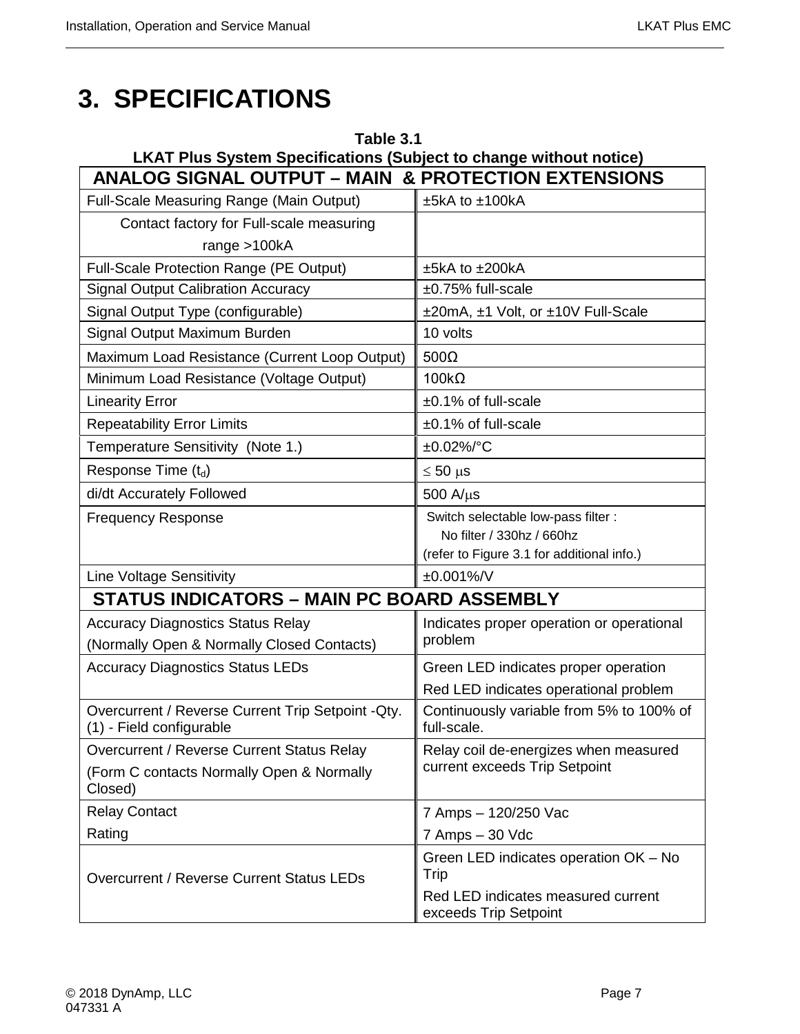# 3. SPECIFICATIONS

**Table 3.1**
**LKAT Plus System Specifications (Subject to change without notice)**

| **ANALOG SIGNAL OUTPUT – MAIN & PROTECTION EXTENSIONS** | |
|---|---|
| Full-Scale Measuring Range (Main Output) | ±5kA to ±100kA |
| Contact factory for Full-scale measuring range >100kA | |
| Full-Scale Protection Range (PE Output) | ±5kA to ±200kA |
| Signal Output Calibration Accuracy | ±0.75% full-scale |
| Signal Output Type (configurable) | ±20mA, ±1 Volt, or ±10V Full-Scale |
| Signal Output Maximum Burden | 10 volts |
| Maximum Load Resistance (Current Loop Output) | 500Ω |
| Minimum Load Resistance (Voltage Output) | 100kΩ |
| Linearity Error | ±0.1% of full-scale |
| Repeatability Error Limits | ±0.1% of full-scale |
| Temperature Sensitivity (Note 1.) | ±0.02%/°C |
| Response Time ($t_d$) | ≤ 50 μs |
| di/dt Accurately Followed | 500 A/μs |
| Frequency Response | Switch selectable low-pass filter : No filter / 330hz / 660hz (refer to Figure 3.1 for additional info.) |
| Line Voltage Sensitivity | ±0.001%/V |
| **STATUS INDICATORS – MAIN PC BOARD ASSEMBLY** | |
| Accuracy Diagnostics Status Relay (Normally Open & Normally Closed Contacts) | Indicates proper operation or operational problem |
| Accuracy Diagnostics Status LEDs | Green LED indicates proper operation<br>Red LED indicates operational problem |
| Overcurrent / Reverse Current Trip Setpoint -Qty. (1) - Field configurable | Continuously variable from 5% to 100% of full-scale. |
| Overcurrent / Reverse Current Status Relay (Form C contacts Normally Open & Normally Closed) | Relay coil de-energizes when measured current exceeds Trip Setpoint |
| Relay Contact Rating | 7 Amps – 120/250 Vac<br>7 Amps – 30 Vdc |
| Overcurrent / Reverse Current Status LEDs | Green LED indicates operation OK – No Trip<br>Red LED indicates measured current exceeds Trip Setpoint |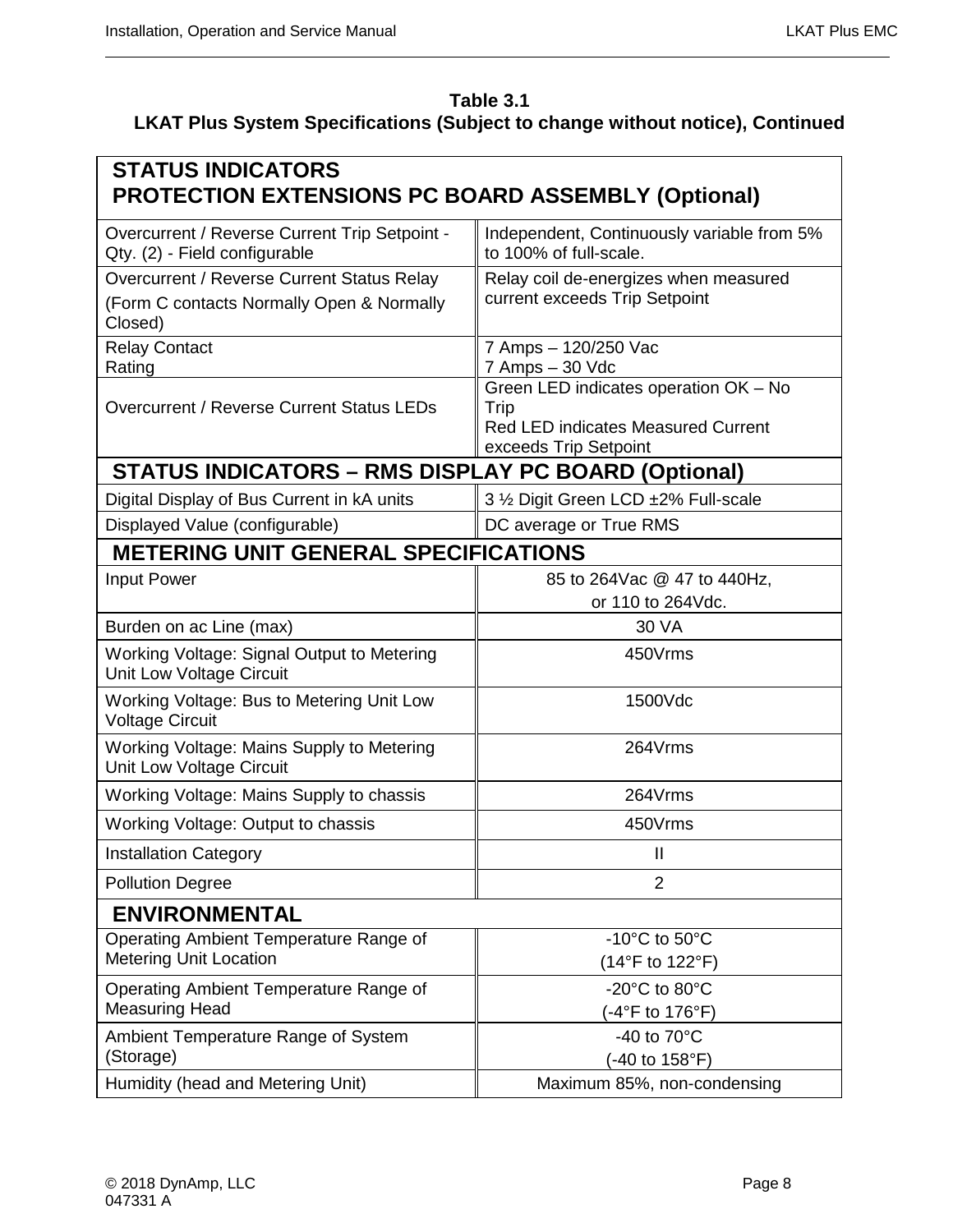**Table 3.1**
**LKAT Plus System Specifications (Subject to change without notice), Continued**

| **STATUS INDICATORS PROTECTION EXTENSIONS PC BOARD ASSEMBLY (Optional)** | |
|---|---|
| Overcurrent / Reverse Current Trip Setpoint - Qty. (2) - Field configurable | Independent, Continuously variable from 5% to 100% of full-scale. |
| Overcurrent / Reverse Current Status Relay (Form C contacts Normally Open & Normally Closed) | Relay coil de-energizes when measured current exceeds Trip Setpoint |
| Relay Contact Rating | 7 Amps – 120/250 Vac<br>7 Amps – 30 Vdc |
| Overcurrent / Reverse Current Status LEDs | Green LED indicates operation OK – No Trip<br>Red LED indicates Measured Current exceeds Trip Setpoint |
| **STATUS INDICATORS – RMS DISPLAY PC BOARD (Optional)** | |
| Digital Display of Bus Current in kA units | 3 ½ Digit Green LCD ±2% Full-scale |
| Displayed Value (configurable) | DC average or True RMS |
| **METERING UNIT GENERAL SPECIFICATIONS** | |
| Input Power | 85 to 264Vac @ 47 to 440Hz,<br>or 110 to 264Vdc. |
| Burden on ac Line (max) | 30 VA |
| Working Voltage: Signal Output to Metering Unit Low Voltage Circuit | 450Vrms |
| Working Voltage: Bus to Metering Unit Low Voltage Circuit | 1500Vdc |
| Working Voltage: Mains Supply to Metering Unit Low Voltage Circuit | 264Vrms |
| Working Voltage: Mains Supply to chassis | 264Vrms |
| Working Voltage: Output to chassis | 450Vrms |
| Installation Category | II |
| Pollution Degree | 2 |
| **ENVIRONMENTAL** | |
| Operating Ambient Temperature Range of Metering Unit Location | -10°C to 50°C<br>(14°F to 122°F) |
| Operating Ambient Temperature Range of Measuring Head | -20°C to 80°C<br>(-4°F to 176°F) |
| Ambient Temperature Range of System (Storage) | -40 to 70°C<br>(-40 to 158°F) |
| Humidity (head and Metering Unit) | Maximum 85%, non-condensing |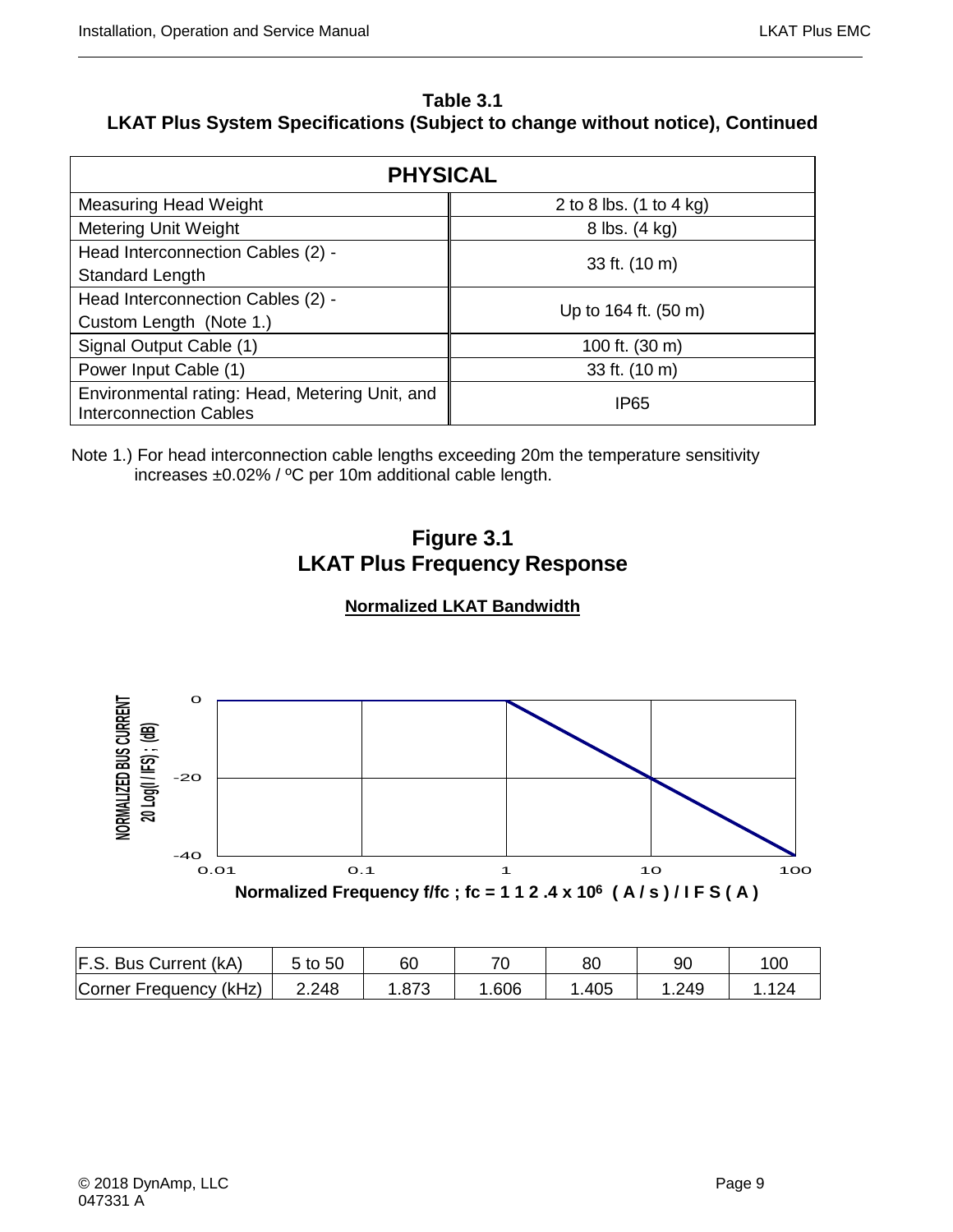**Table 3.1**
**LKAT Plus System Specifications (Subject to change without notice), Continued**

| PHYSICAL | |
|---|---|
| Measuring Head Weight | 2 to 8 lbs. (1 to 4 kg) |
| Metering Unit Weight | 8 lbs. (4 kg) |
| Head Interconnection Cables (2) - Standard Length | 33 ft. (10 m) |
| Head Interconnection Cables (2) - Custom Length (Note 1.) | Up to 164 ft. (50 m) |
| Signal Output Cable (1) | 100 ft. (30 m) |
| Power Input Cable (1) | 33 ft. (10 m) |
| Environmental rating: Head, Metering Unit, and Interconnection Cables | IP65 |

Note 1.) For head interconnection cable lengths exceeding 20m the temperature sensitivity increases ±0.02% / ºC per 10m additional cable length.

## Figure 3.1
## LKAT Plus Frequency Response

**Normalized LKAT Bandwidth**

NORMALIZED BUS CURRENT 20 Log(I / IFS) ; (dB)

0, -20, -40

0.01, 0.1, 1, 10, 100

**Normalized Frequency f/fc ; fc = 1 1 2 .4 x $10^6$ ( A / s ) / I F S ( A )**

| F.S. Bus Current (kA) | 5 to 50 | 60 | 70 | 80 | 90 | 100 |
|---|---|---|---|---|---|---|
| Corner Frequency (kHz) | 2.248 | 1.873 | 1.606 | 1.405 | 1.249 | 1.124 |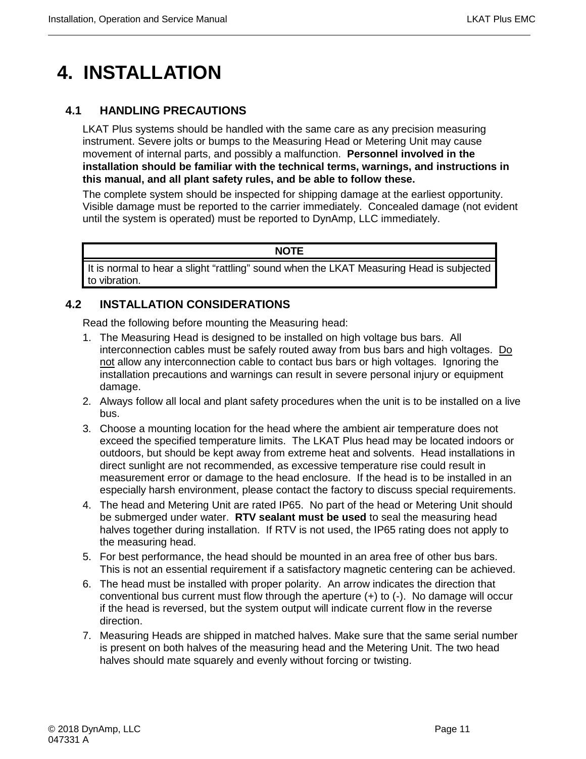# 4. INSTALLATION

## 4.1 HANDLING PRECAUTIONS

LKAT Plus systems should be handled with the same care as any precision measuring instrument. Severe jolts or bumps to the Measuring Head or Metering Unit may cause movement of internal parts, and possibly a malfunction. **Personnel involved in the installation should be familiar with the technical terms, warnings, and instructions in this manual, and all plant safety rules, and be able to follow these.**

The complete system should be inspected for shipping damage at the earliest opportunity. Visible damage must be reported to the carrier immediately. Concealed damage (not evident until the system is operated) must be reported to DynAmp, LLC immediately.

| NOTE |
|---|
| It is normal to hear a slight "rattling" sound when the LKAT Measuring Head is subjected to vibration. |

## 4.2 INSTALLATION CONSIDERATIONS

Read the following before mounting the Measuring head:

1. The Measuring Head is designed to be installed on high voltage bus bars. All interconnection cables must be safely routed away from bus bars and high voltages. <u>Do not</u> allow any interconnection cable to contact bus bars or high voltages. Ignoring the installation precautions and warnings can result in severe personal injury or equipment damage.
2. Always follow all local and plant safety procedures when the unit is to be installed on a live bus.
3. Choose a mounting location for the head where the ambient air temperature does not exceed the specified temperature limits. The LKAT Plus head may be located indoors or outdoors, but should be kept away from extreme heat and solvents. Head installations in direct sunlight are not recommended, as excessive temperature rise could result in measurement error or damage to the head enclosure. If the head is to be installed in an especially harsh environment, please contact the factory to discuss special requirements.
4. The head and Metering Unit are rated IP65. No part of the head or Metering Unit should be submerged under water. **RTV sealant must be used** to seal the measuring head halves together during installation. If RTV is not used, the IP65 rating does not apply to the measuring head.
5. For best performance, the head should be mounted in an area free of other bus bars. This is not an essential requirement if a satisfactory magnetic centering can be achieved.
6. The head must be installed with proper polarity. An arrow indicates the direction that conventional bus current must flow through the aperture (+) to (-). No damage will occur if the head is reversed, but the system output will indicate current flow in the reverse direction.
7. Measuring Heads are shipped in matched halves. Make sure that the same serial number is present on both halves of the measuring head and the Metering Unit. The two head halves should mate squarely and evenly without forcing or twisting.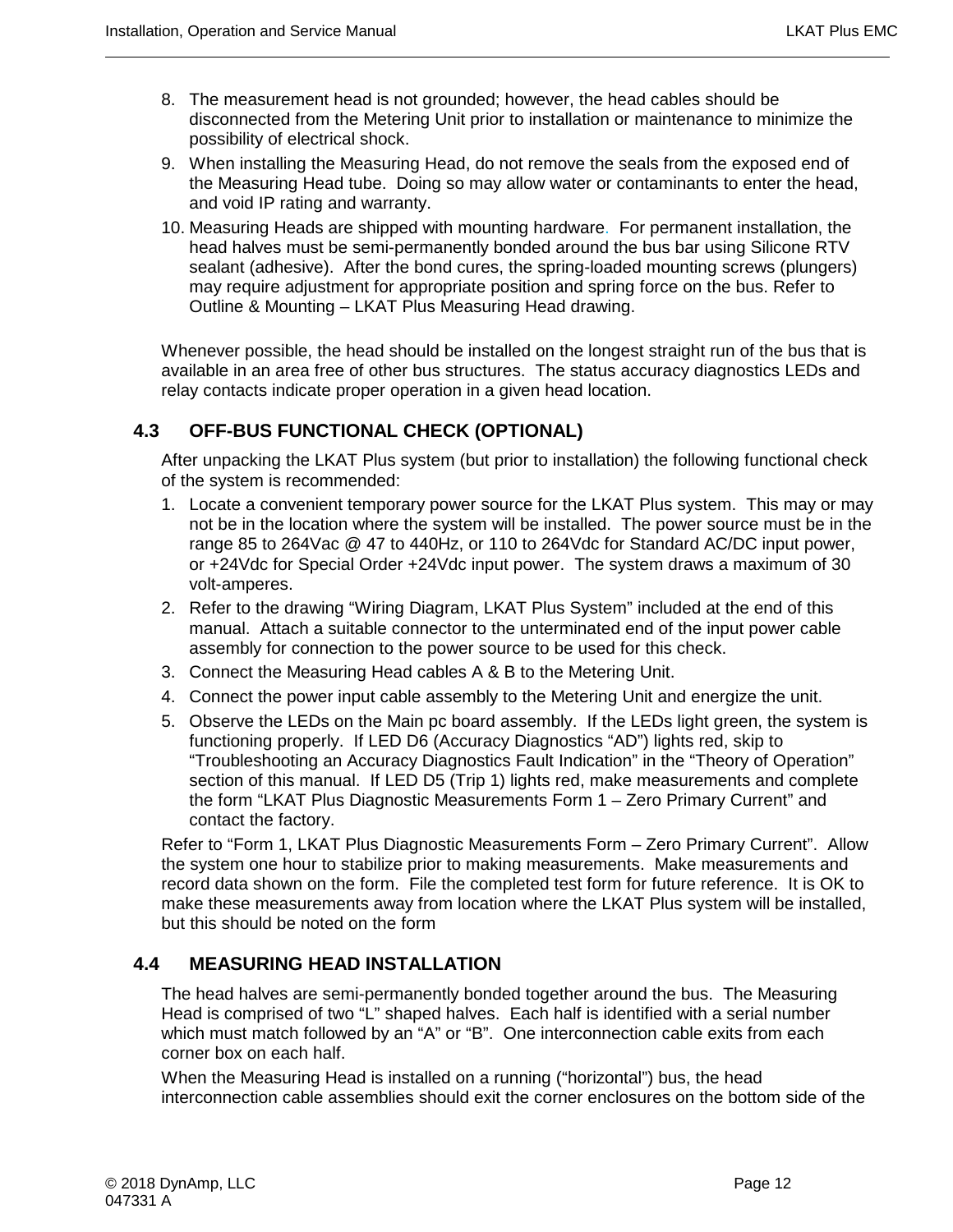8. The measurement head is not grounded; however, the head cables should be disconnected from the Metering Unit prior to installation or maintenance to minimize the possibility of electrical shock.
9. When installing the Measuring Head, do not remove the seals from the exposed end of the Measuring Head tube. Doing so may allow water or contaminants to enter the head, and void IP rating and warranty.
10. Measuring Heads are shipped with mounting hardware. For permanent installation, the head halves must be semi-permanently bonded around the bus bar using Silicone RTV sealant (adhesive). After the bond cures, the spring-loaded mounting screws (plungers) may require adjustment for appropriate position and spring force on the bus. Refer to Outline & Mounting – LKAT Plus Measuring Head drawing.

Whenever possible, the head should be installed on the longest straight run of the bus that is available in an area free of other bus structures. The status accuracy diagnostics LEDs and relay contacts indicate proper operation in a given head location.

## 4.3 OFF-BUS FUNCTIONAL CHECK (OPTIONAL)

After unpacking the LKAT Plus system (but prior to installation) the following functional check of the system is recommended:

1. Locate a convenient temporary power source for the LKAT Plus system. This may or may not be in the location where the system will be installed. The power source must be in the range 85 to 264Vac @ 47 to 440Hz, or 110 to 264Vdc for Standard AC/DC input power, or +24Vdc for Special Order +24Vdc input power. The system draws a maximum of 30 volt-amperes.
2. Refer to the drawing "Wiring Diagram, LKAT Plus System" included at the end of this manual. Attach a suitable connector to the unterminated end of the input power cable assembly for connection to the power source to be used for this check.
3. Connect the Measuring Head cables A & B to the Metering Unit.
4. Connect the power input cable assembly to the Metering Unit and energize the unit.
5. Observe the LEDs on the Main pc board assembly. If the LEDs light green, the system is functioning properly. If LED D6 (Accuracy Diagnostics "AD") lights red, skip to "Troubleshooting an Accuracy Diagnostics Fault Indication" in the "Theory of Operation" section of this manual. If LED D5 (Trip 1) lights red, make measurements and complete the form "LKAT Plus Diagnostic Measurements Form 1 – Zero Primary Current" and contact the factory.

Refer to "Form 1, LKAT Plus Diagnostic Measurements Form – Zero Primary Current". Allow the system one hour to stabilize prior to making measurements. Make measurements and record data shown on the form. File the completed test form for future reference. It is OK to make these measurements away from location where the LKAT Plus system will be installed, but this should be noted on the form

## 4.4 MEASURING HEAD INSTALLATION

The head halves are semi-permanently bonded together around the bus. The Measuring Head is comprised of two "L" shaped halves. Each half is identified with a serial number which must match followed by an "A" or "B". One interconnection cable exits from each corner box on each half.

When the Measuring Head is installed on a running ("horizontal") bus, the head interconnection cable assemblies should exit the corner enclosures on the bottom side of the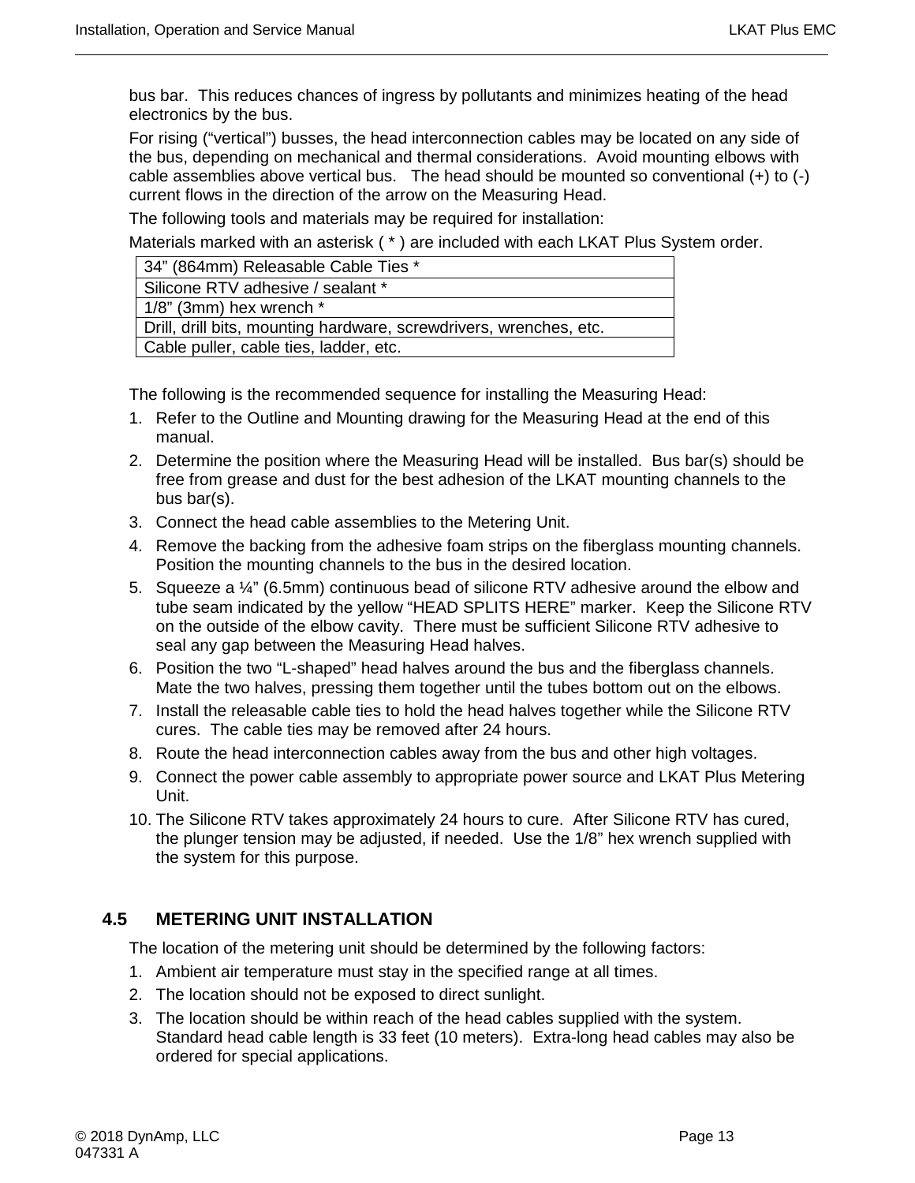bus bar. This reduces chances of ingress by pollutants and minimizes heating of the head electronics by the bus.

For rising ("vertical") busses, the head interconnection cables may be located on any side of the bus, depending on mechanical and thermal considerations. Avoid mounting elbows with cable assemblies above vertical bus. The head should be mounted so conventional (+) to (-) current flows in the direction of the arrow on the Measuring Head.

The following tools and materials may be required for installation:

Materials marked with an asterisk ( * ) are included with each LKAT Plus System order.

| 34" (864mm) Releasable Cable Ties * |
|---|
| Silicone RTV adhesive / sealant * |
| 1/8" (3mm) hex wrench * |
| Drill, drill bits, mounting hardware, screwdrivers, wrenches, etc. |
| Cable puller, cable ties, ladder, etc. |

The following is the recommended sequence for installing the Measuring Head:

1. Refer to the Outline and Mounting drawing for the Measuring Head at the end of this manual.
2. Determine the position where the Measuring Head will be installed. Bus bar(s) should be free from grease and dust for the best adhesion of the LKAT mounting channels to the bus bar(s).
3. Connect the head cable assemblies to the Metering Unit.
4. Remove the backing from the adhesive foam strips on the fiberglass mounting channels. Position the mounting channels to the bus in the desired location.
5. Squeeze a ¼" (6.5mm) continuous bead of silicone RTV adhesive around the elbow and tube seam indicated by the yellow "HEAD SPLITS HERE" marker. Keep the Silicone RTV on the outside of the elbow cavity. There must be sufficient Silicone RTV adhesive to seal any gap between the Measuring Head halves.
6. Position the two "L-shaped" head halves around the bus and the fiberglass channels. Mate the two halves, pressing them together until the tubes bottom out on the elbows.
7. Install the releasable cable ties to hold the head halves together while the Silicone RTV cures. The cable ties may be removed after 24 hours.
8. Route the head interconnection cables away from the bus and other high voltages.
9. Connect the power cable assembly to appropriate power source and LKAT Plus Metering Unit.
10. The Silicone RTV takes approximately 24 hours to cure. After Silicone RTV has cured, the plunger tension may be adjusted, if needed. Use the 1/8" hex wrench supplied with the system for this purpose.

## 4.5 METERING UNIT INSTALLATION

The location of the metering unit should be determined by the following factors:

1. Ambient air temperature must stay in the specified range at all times.
2. The location should not be exposed to direct sunlight.
3. The location should be within reach of the head cables supplied with the system. Standard head cable length is 33 feet (10 meters). Extra-long head cables may also be ordered for special applications.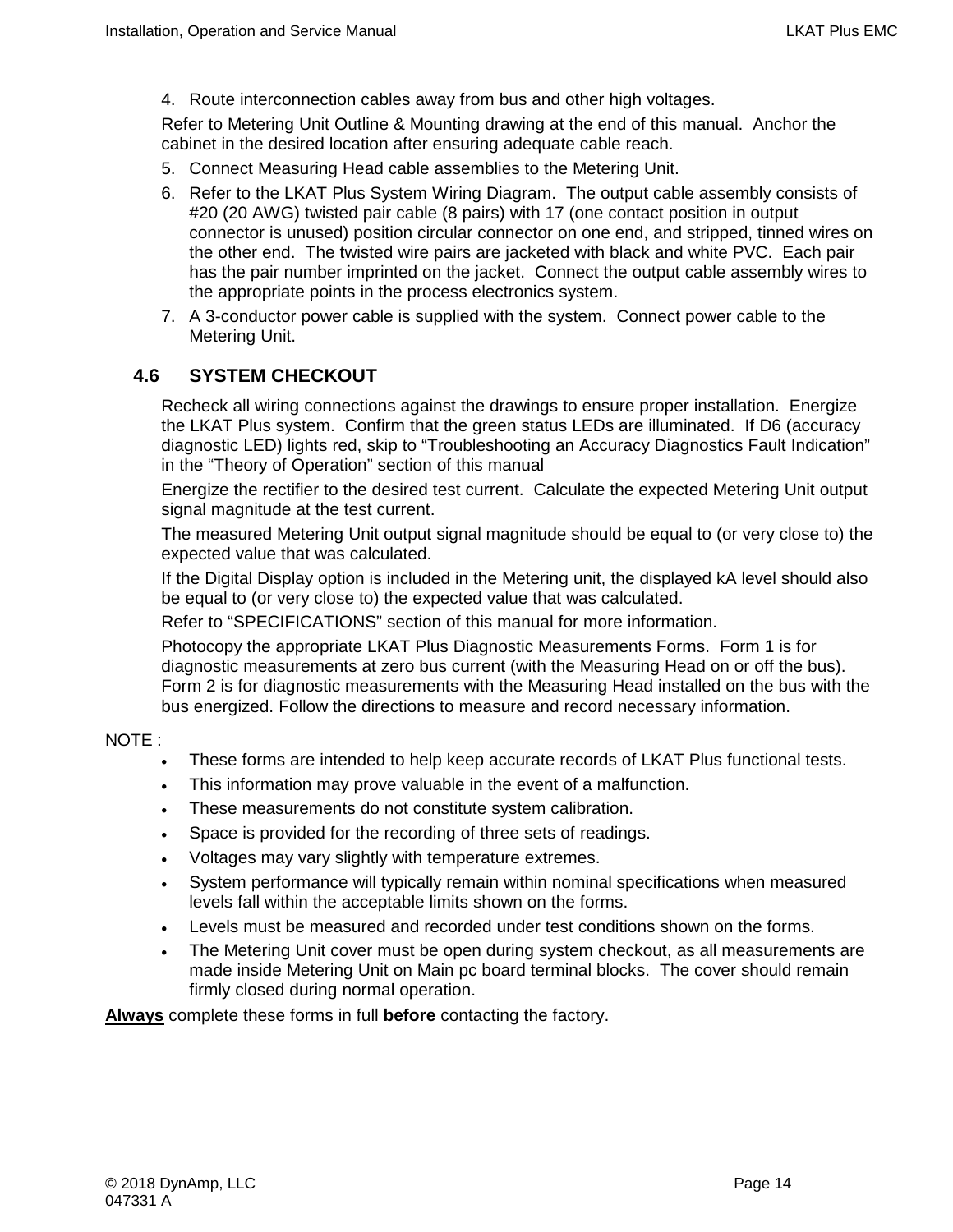4. Route interconnection cables away from bus and other high voltages.

   Refer to Metering Unit Outline & Mounting drawing at the end of this manual. Anchor the cabinet in the desired location after ensuring adequate cable reach.

5. Connect Measuring Head cable assemblies to the Metering Unit.
6. Refer to the LKAT Plus System Wiring Diagram. The output cable assembly consists of #20 (20 AWG) twisted pair cable (8 pairs) with 17 (one contact position in output connector is unused) position circular connector on one end, and stripped, tinned wires on the other end. The twisted wire pairs are jacketed with black and white PVC. Each pair has the pair number imprinted on the jacket. Connect the output cable assembly wires to the appropriate points in the process electronics system.
7. A 3-conductor power cable is supplied with the system. Connect power cable to the Metering Unit.

## 4.6 SYSTEM CHECKOUT

Recheck all wiring connections against the drawings to ensure proper installation. Energize the LKAT Plus system. Confirm that the green status LEDs are illuminated. If D6 (accuracy diagnostic LED) lights red, skip to "Troubleshooting an Accuracy Diagnostics Fault Indication" in the "Theory of Operation" section of this manual

Energize the rectifier to the desired test current. Calculate the expected Metering Unit output signal magnitude at the test current.

The measured Metering Unit output signal magnitude should be equal to (or very close to) the expected value that was calculated.

If the Digital Display option is included in the Metering unit, the displayed kA level should also be equal to (or very close to) the expected value that was calculated.

Refer to "SPECIFICATIONS" section of this manual for more information.

Photocopy the appropriate LKAT Plus Diagnostic Measurements Forms. Form 1 is for diagnostic measurements at zero bus current (with the Measuring Head on or off the bus). Form 2 is for diagnostic measurements with the Measuring Head installed on the bus with the bus energized. Follow the directions to measure and record necessary information.

NOTE :

- These forms are intended to help keep accurate records of LKAT Plus functional tests.
- This information may prove valuable in the event of a malfunction.
- These measurements do not constitute system calibration.
- Space is provided for the recording of three sets of readings.
- Voltages may vary slightly with temperature extremes.
- System performance will typically remain within nominal specifications when measured levels fall within the acceptable limits shown on the forms.
- Levels must be measured and recorded under test conditions shown on the forms.
- The Metering Unit cover must be open during system checkout, as all measurements are made inside Metering Unit on Main pc board terminal blocks. The cover should remain firmly closed during normal operation.

**<u>Always</u>** complete these forms in full **before** contacting the factory.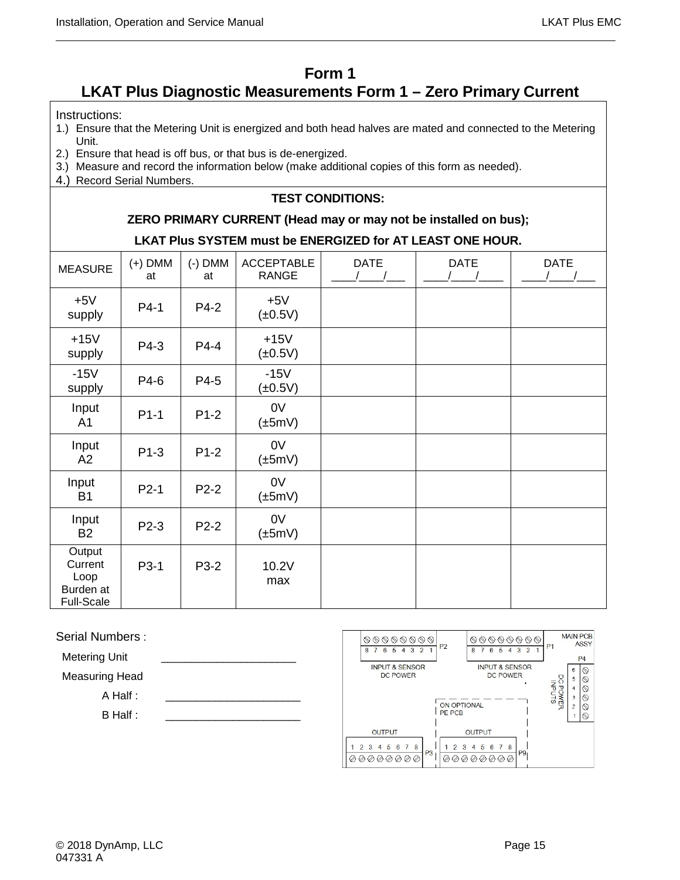# Form 1

## LKAT Plus Diagnostic Measurements Form 1 – Zero Primary Current

Instructions:

1.) Ensure that the Metering Unit is energized and both head halves are mated and connected to the Metering Unit.
2.) Ensure that head is off bus, or that bus is de-energized.
3.) Measure and record the information below (make additional copies of this form as needed).
4.) Record Serial Numbers.

**TEST CONDITIONS:**

**ZERO PRIMARY CURRENT (Head may or may not be installed on bus);**

**LKAT Plus SYSTEM must be ENERGIZED for AT LEAST ONE HOUR.**

| MEASURE | (+) DMM at | (-) DMM at | ACCEPTABLE RANGE | DATE ____/____/___ | DATE ____/____/____ | DATE ____/____/___ |
|---|---|---|---|---|---|---|
| +5V supply | P4-1 | P4-2 | +5V (±0.5V) | | | |
| +15V supply | P4-3 | P4-4 | +15V (±0.5V) | | | |
| -15V supply | P4-6 | P4-5 | -15V (±0.5V) | | | |
| Input A1 | P1-1 | P1-2 | 0V (±5mV) | | | |
| Input A2 | P1-3 | P1-2 | 0V (±5mV) | | | |
| Input B1 | P2-1 | P2-2 | 0V (±5mV) | | | |
| Input B2 | P2-3 | P2-2 | 0V (±5mV) | | | |
| Output Current Loop Burden at Full-Scale | P3-1 | P3-2 | 10.2V max | | | |

Serial Numbers :

Metering Unit ______________________

Measuring Head

A Half : ______________________

B Half : ______________________

MAIN PCB ASSY

P2: 8 7 6 5 4 3 2 1 — INPUT & SENSOR DC POWER

P1: 8 7 6 5 4 3 2 1 — INPUT & SENSOR DC POWER

P4: 6 5 4 3 2 1 — DC POWER INPUTS

ON OPTIONAL PE PCB

P3: OUTPUT 1 2 3 4 5 6 7 8

P9: OUTPUT 1 2 3 4 5 6 7 8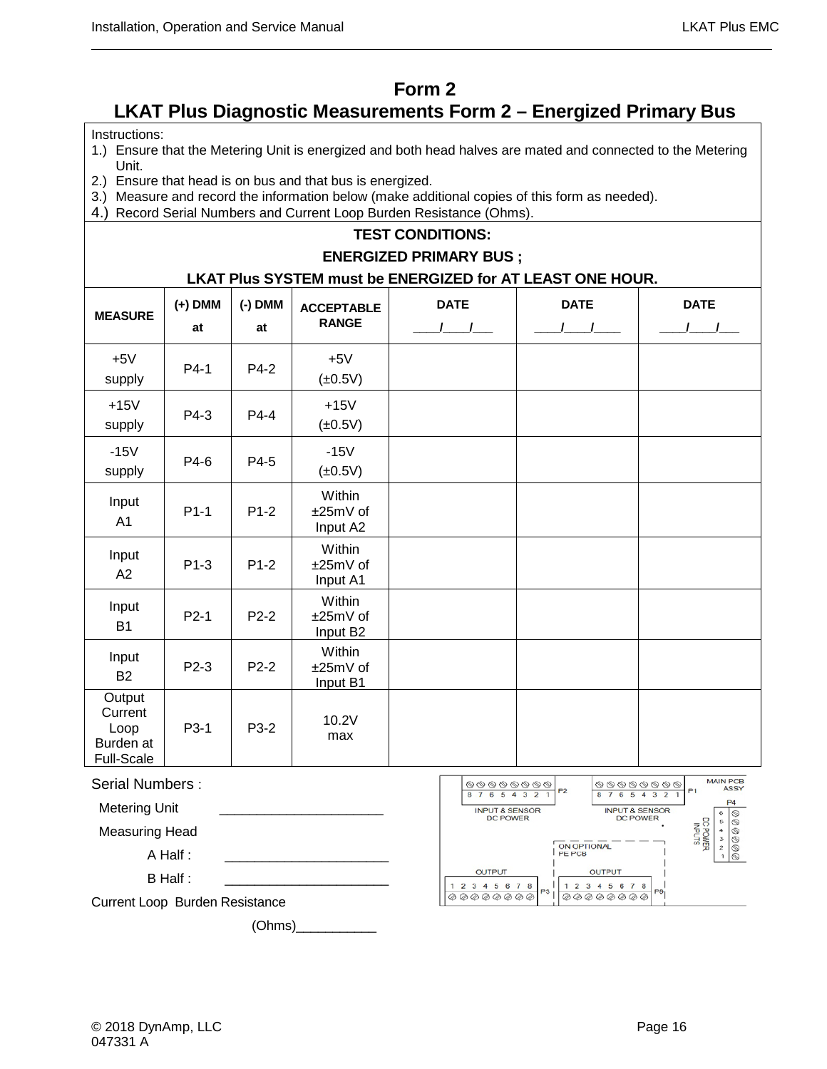# Form 2

## LKAT Plus Diagnostic Measurements Form 2 – Energized Primary Bus

Instructions:

1.) Ensure that the Metering Unit is energized and both head halves are mated and connected to the Metering Unit.
2.) Ensure that head is on bus and that bus is energized.
3.) Measure and record the information below (make additional copies of this form as needed).
4.) Record Serial Numbers and Current Loop Burden Resistance (Ohms).

**TEST CONDITIONS:**

**ENERGIZED PRIMARY BUS ;**

**LKAT Plus SYSTEM must be ENERGIZED for AT LEAST ONE HOUR.**

| MEASURE | (+) DMM at | (-) DMM at | ACCEPTABLE RANGE | DATE ____/____/___ | DATE ____/____/____ | DATE ____/____/___ |
|---|---|---|---|---|---|---|
| +5V supply | P4-1 | P4-2 | +5V (±0.5V) | | | |
| +15V supply | P4-3 | P4-4 | +15V (±0.5V) | | | |
| -15V supply | P4-6 | P4-5 | -15V (±0.5V) | | | |
| Input A1 | P1-1 | P1-2 | Within ±25mV of Input A2 | | | |
| Input A2 | P1-3 | P1-2 | Within ±25mV of Input A1 | | | |
| Input B1 | P2-1 | P2-2 | Within ±25mV of Input B2 | | | |
| Input B2 | P2-3 | P2-2 | Within ±25mV of Input B1 | | | |
| Output Current Loop Burden at Full-Scale | P3-1 | P3-2 | 10.2V max | | | |

Serial Numbers :

Metering Unit ______________________

Measuring Head

A Half : ______________________

B Half : ______________________

Current Loop Burden Resistance

(Ohms)___________

MAIN PCB ASSY: P2 (8 7 6 5 4 3 2 1) INPUT & SENSOR DC POWER; P1 (8 7 6 5 4 3 2 1) INPUT & SENSOR DC POWER; P4 (6 5 4 3 2 1) DC POWER INPUTS; ON OPTIONAL PE PCB; P3 OUTPUT (1 2 3 4 5 6 7 8); P9 OUTPUT (1 2 3 4 5 6 7 8)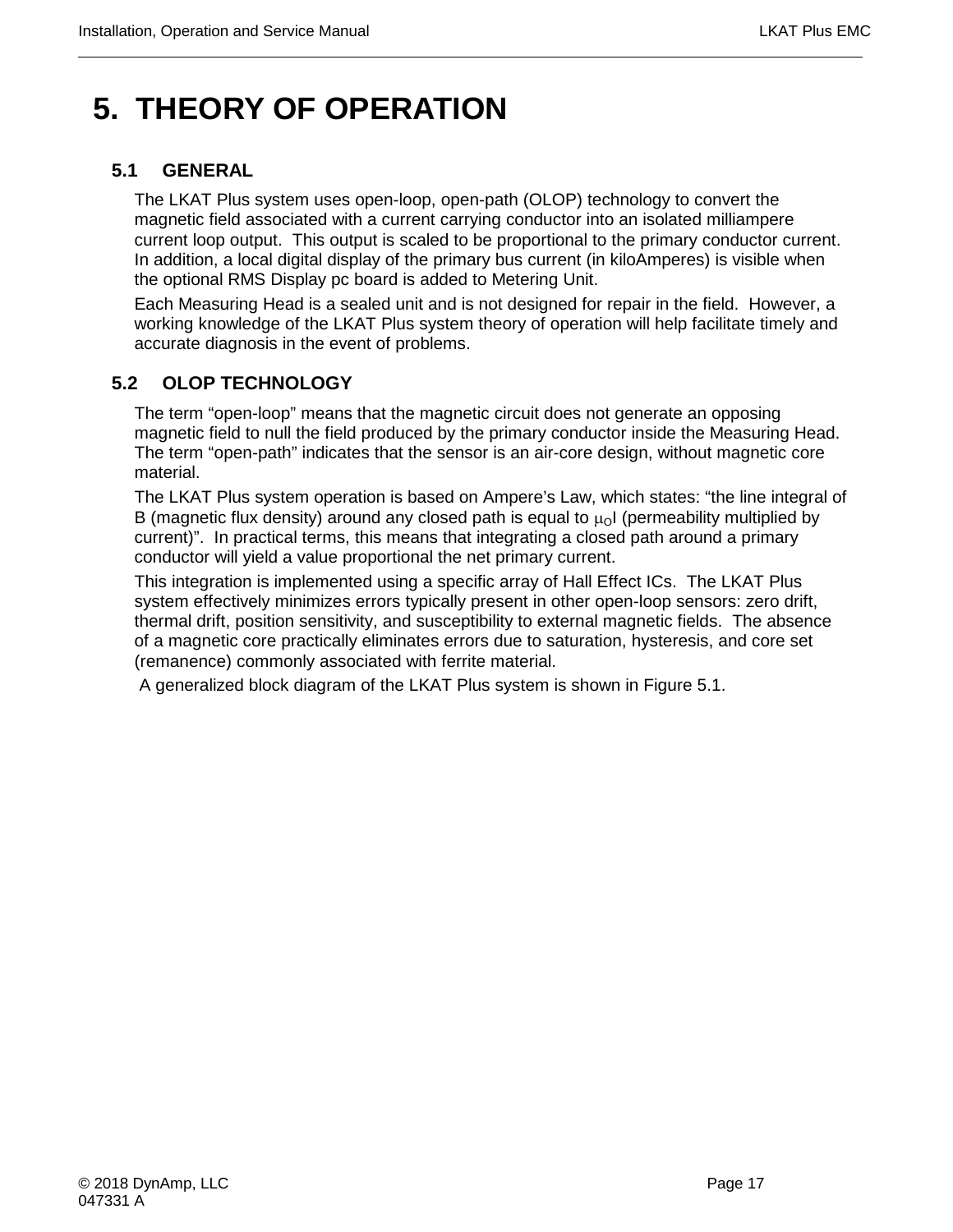# 5. THEORY OF OPERATION

## 5.1 GENERAL

The LKAT Plus system uses open-loop, open-path (OLOP) technology to convert the magnetic field associated with a current carrying conductor into an isolated milliampere current loop output. This output is scaled to be proportional to the primary conductor current. In addition, a local digital display of the primary bus current (in kiloAmperes) is visible when the optional RMS Display pc board is added to Metering Unit.

Each Measuring Head is a sealed unit and is not designed for repair in the field. However, a working knowledge of the LKAT Plus system theory of operation will help facilitate timely and accurate diagnosis in the event of problems.

## 5.2 OLOP TECHNOLOGY

The term "open-loop" means that the magnetic circuit does not generate an opposing magnetic field to null the field produced by the primary conductor inside the Measuring Head. The term "open-path" indicates that the sensor is an air-core design, without magnetic core material.

The LKAT Plus system operation is based on Ampere's Law, which states: "the line integral of B (magnetic flux density) around any closed path is equal to $\mu_O I$ (permeability multiplied by current)". In practical terms, this means that integrating a closed path around a primary conductor will yield a value proportional the net primary current.

This integration is implemented using a specific array of Hall Effect ICs. The LKAT Plus system effectively minimizes errors typically present in other open-loop sensors: zero drift, thermal drift, position sensitivity, and susceptibility to external magnetic fields. The absence of a magnetic core practically eliminates errors due to saturation, hysteresis, and core set (remanence) commonly associated with ferrite material.

A generalized block diagram of the LKAT Plus system is shown in Figure 5.1.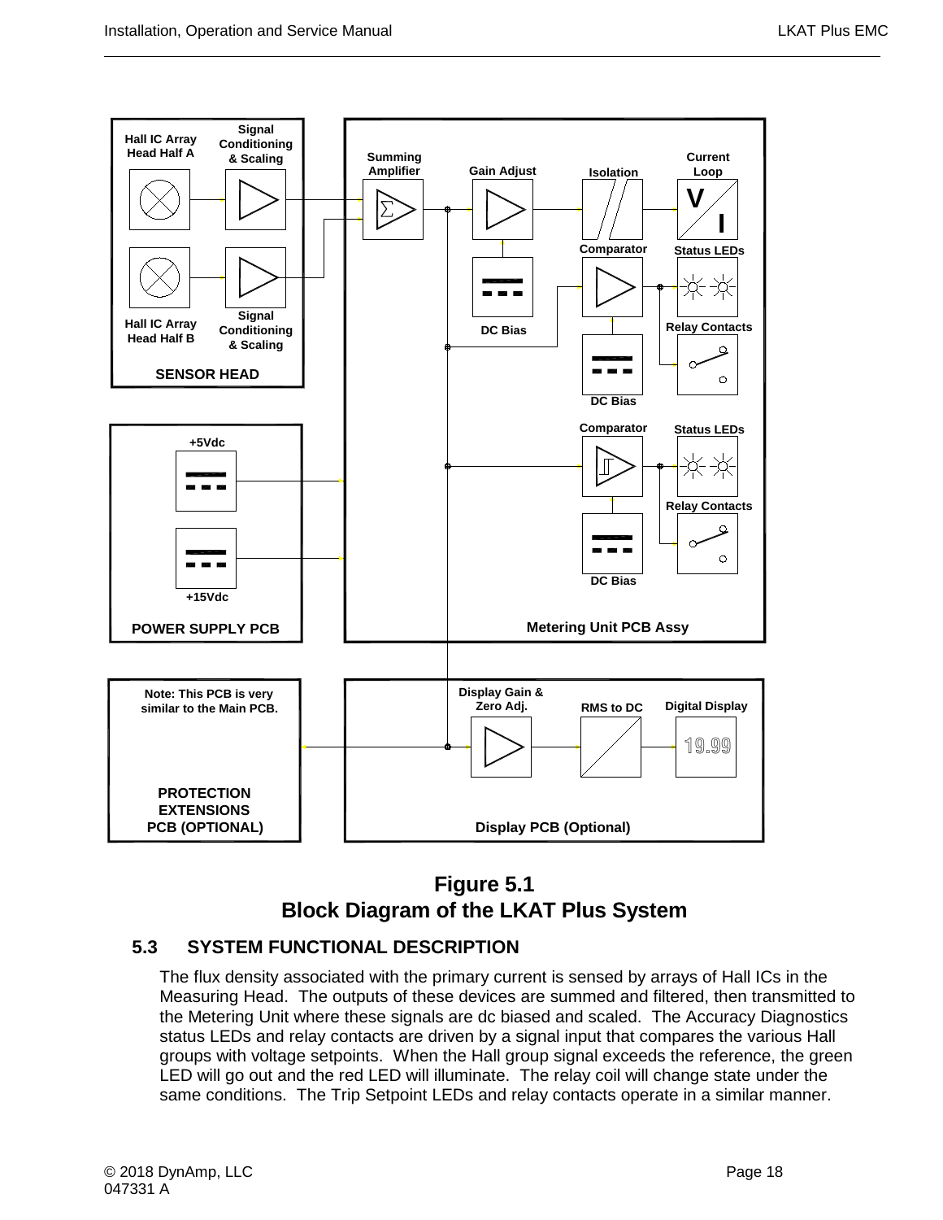**Figure 5.1**
**Block Diagram of the LKAT Plus System**

## 5.3 SYSTEM FUNCTIONAL DESCRIPTION

The flux density associated with the primary current is sensed by arrays of Hall ICs in the Measuring Head. The outputs of these devices are summed and filtered, then transmitted to the Metering Unit where these signals are dc biased and scaled. The Accuracy Diagnostics status LEDs and relay contacts are driven by a signal input that compares the various Hall groups with voltage setpoints. When the Hall group signal exceeds the reference, the green LED will go out and the red LED will illuminate. The relay coil will change state under the same conditions. The Trip Setpoint LEDs and relay contacts operate in a similar manner.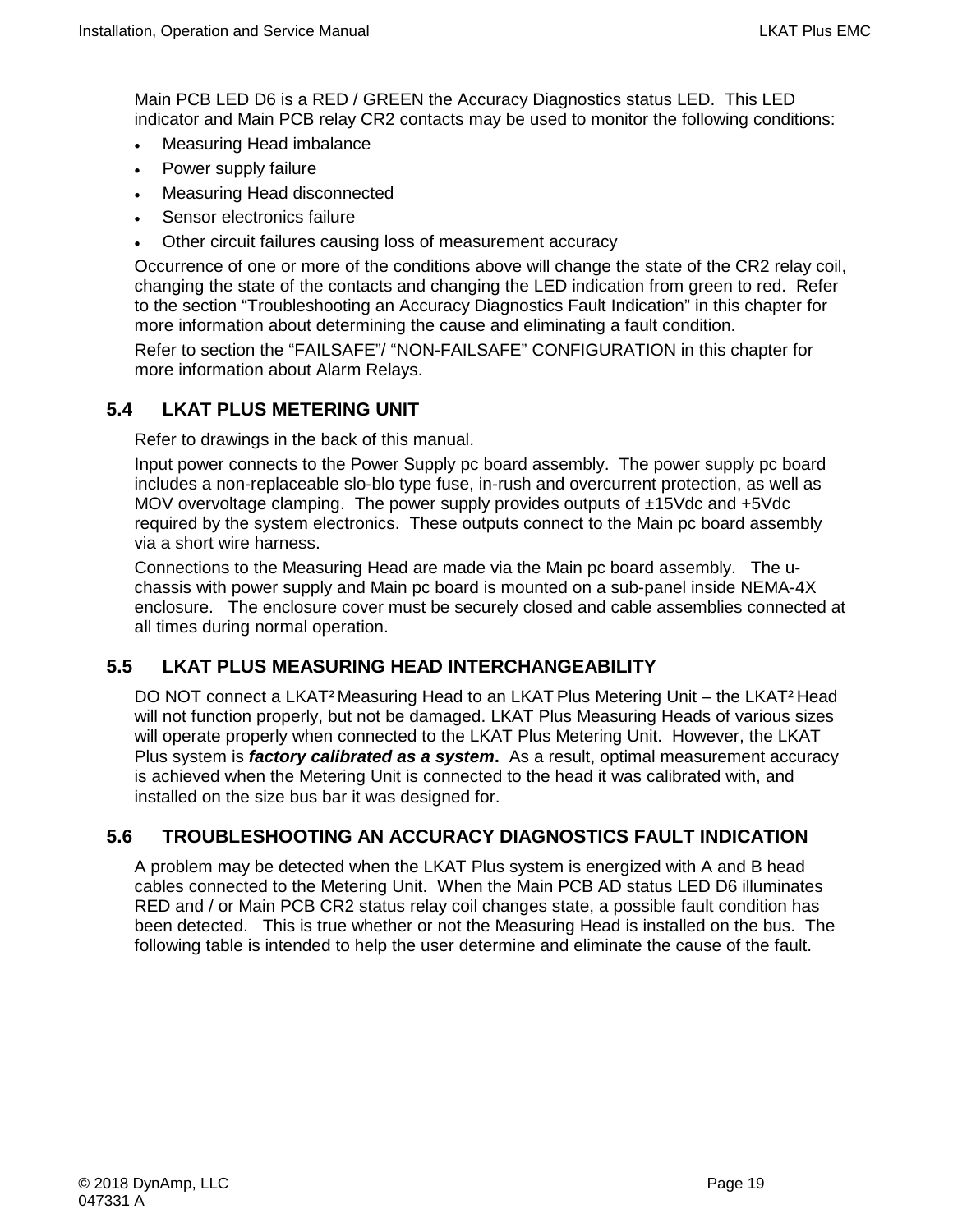Main PCB LED D6 is a RED / GREEN the Accuracy Diagnostics status LED. This LED indicator and Main PCB relay CR2 contacts may be used to monitor the following conditions:

- Measuring Head imbalance
- Power supply failure
- Measuring Head disconnected
- Sensor electronics failure
- Other circuit failures causing loss of measurement accuracy

Occurrence of one or more of the conditions above will change the state of the CR2 relay coil, changing the state of the contacts and changing the LED indication from green to red. Refer to the section "Troubleshooting an Accuracy Diagnostics Fault Indication" in this chapter for more information about determining the cause and eliminating a fault condition.

Refer to section the "FAILSAFE"/ "NON-FAILSAFE" CONFIGURATION in this chapter for more information about Alarm Relays.

## 5.4 LKAT PLUS METERING UNIT

Refer to drawings in the back of this manual.

Input power connects to the Power Supply pc board assembly. The power supply pc board includes a non-replaceable slo-blo type fuse, in-rush and overcurrent protection, as well as MOV overvoltage clamping. The power supply provides outputs of ±15Vdc and +5Vdc required by the system electronics. These outputs connect to the Main pc board assembly via a short wire harness.

Connections to the Measuring Head are made via the Main pc board assembly. The u-chassis with power supply and Main pc board is mounted on a sub-panel inside NEMA-4X enclosure. The enclosure cover must be securely closed and cable assemblies connected at all times during normal operation.

## 5.5 LKAT PLUS MEASURING HEAD INTERCHANGEABILITY

DO NOT connect a LKAT² Measuring Head to an LKAT Plus Metering Unit – the LKAT² Head will not function properly, but not be damaged. LKAT Plus Measuring Heads of various sizes will operate properly when connected to the LKAT Plus Metering Unit. However, the LKAT Plus system is ***factory calibrated as a system***. As a result, optimal measurement accuracy is achieved when the Metering Unit is connected to the head it was calibrated with, and installed on the size bus bar it was designed for.

## 5.6 TROUBLESHOOTING AN ACCURACY DIAGNOSTICS FAULT INDICATION

A problem may be detected when the LKAT Plus system is energized with A and B head cables connected to the Metering Unit. When the Main PCB AD status LED D6 illuminates RED and / or Main PCB CR2 status relay coil changes state, a possible fault condition has been detected. This is true whether or not the Measuring Head is installed on the bus. The following table is intended to help the user determine and eliminate the cause of the fault.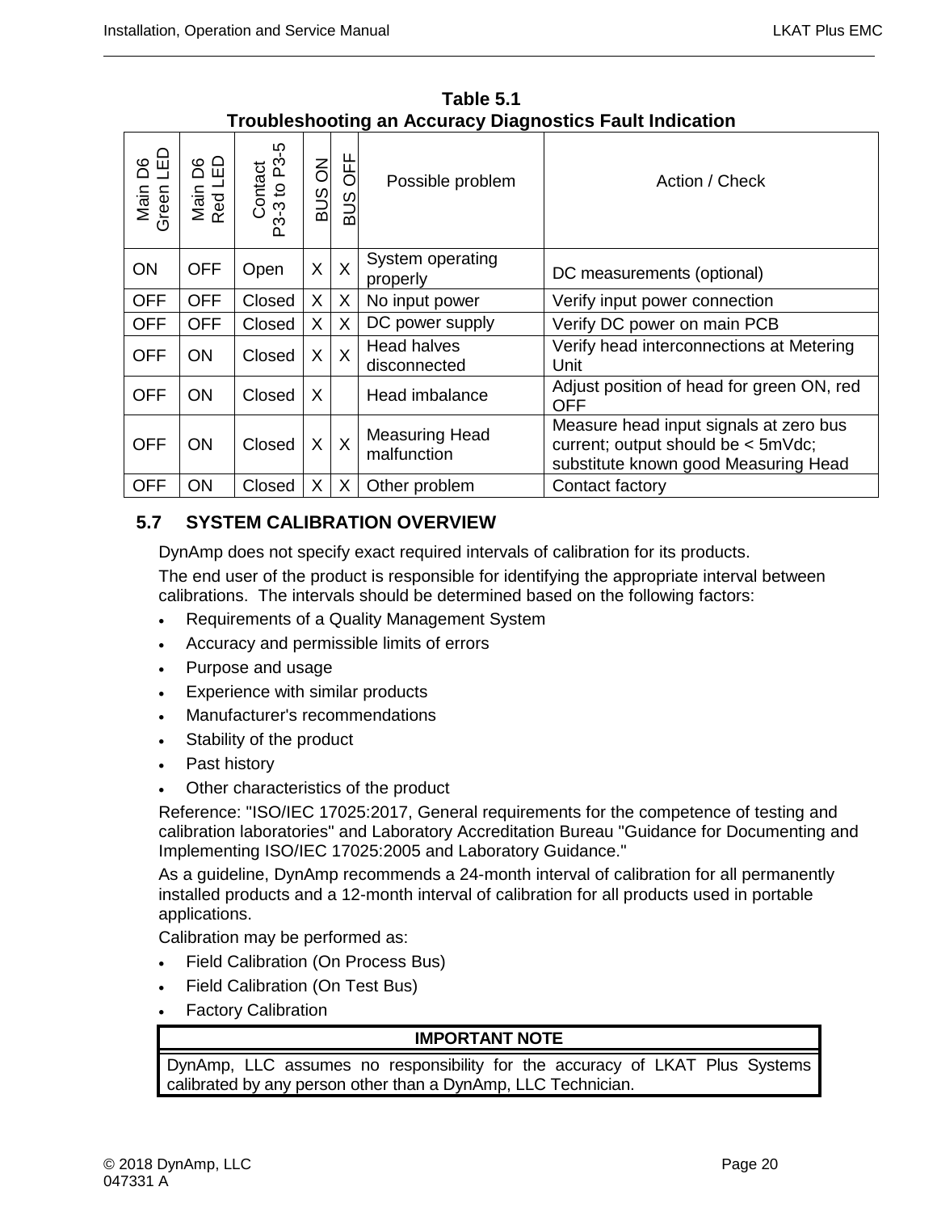**Table 5.1**
**Troubleshooting an Accuracy Diagnostics Fault Indication**

| Main D6 Green LED | Main D6 Red LED | Contact P3-3 to P3-5 | BUS ON | BUS OFF | Possible problem | Action / Check |
|---|---|---|---|---|---|---|
| ON | OFF | Open | X | X | System operating properly | DC measurements (optional) |
| OFF | OFF | Closed | X | X | No input power | Verify input power connection |
| OFF | OFF | Closed | X | X | DC power supply | Verify DC power on main PCB |
| OFF | ON | Closed | X | X | Head halves disconnected | Verify head interconnections at Metering Unit |
| OFF | ON | Closed | X | | Head imbalance | Adjust position of head for green ON, red OFF |
| OFF | ON | Closed | X | X | Measuring Head malfunction | Measure head input signals at zero bus current; output should be < 5mVdc; substitute known good Measuring Head |
| OFF | ON | Closed | X | X | Other problem | Contact factory |

## 5.7 SYSTEM CALIBRATION OVERVIEW

DynAmp does not specify exact required intervals of calibration for its products.

The end user of the product is responsible for identifying the appropriate interval between calibrations. The intervals should be determined based on the following factors:

- Requirements of a Quality Management System
- Accuracy and permissible limits of errors
- Purpose and usage
- Experience with similar products
- Manufacturer's recommendations
- Stability of the product
- Past history
- Other characteristics of the product

Reference: "ISO/IEC 17025:2017, General requirements for the competence of testing and calibration laboratories" and Laboratory Accreditation Bureau "Guidance for Documenting and Implementing ISO/IEC 17025:2005 and Laboratory Guidance."

As a guideline, DynAmp recommends a 24-month interval of calibration for all permanently installed products and a 12-month interval of calibration for all products used in portable applications.

Calibration may be performed as:

- Field Calibration (On Process Bus)
- Field Calibration (On Test Bus)
- Factory Calibration

| IMPORTANT NOTE |
|---|
| DynAmp, LLC assumes no responsibility for the accuracy of LKAT Plus Systems calibrated by any person other than a DynAmp, LLC Technician. |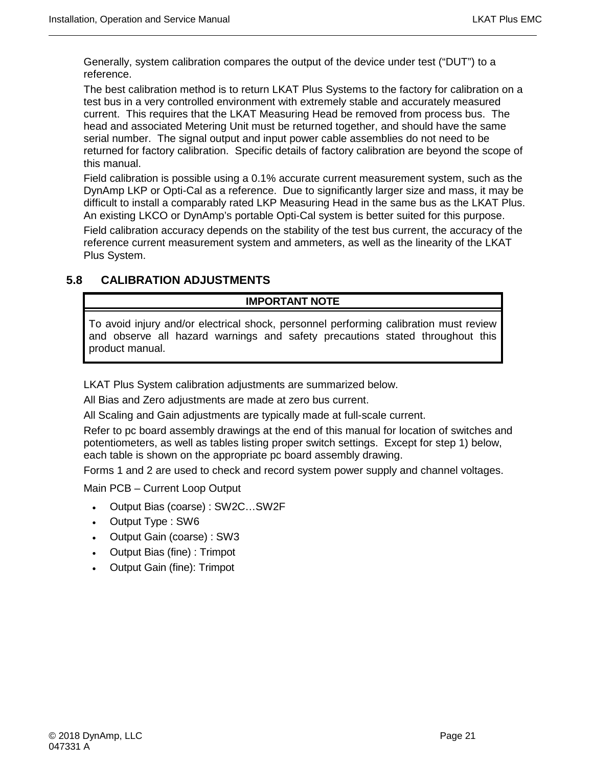Generally, system calibration compares the output of the device under test ("DUT") to a reference.

The best calibration method is to return LKAT Plus Systems to the factory for calibration on a test bus in a very controlled environment with extremely stable and accurately measured current. This requires that the LKAT Measuring Head be removed from process bus. The head and associated Metering Unit must be returned together, and should have the same serial number. The signal output and input power cable assemblies do not need to be returned for factory calibration. Specific details of factory calibration are beyond the scope of this manual.

Field calibration is possible using a 0.1% accurate current measurement system, such as the DynAmp LKP or Opti-Cal as a reference. Due to significantly larger size and mass, it may be difficult to install a comparably rated LKP Measuring Head in the same bus as the LKAT Plus. An existing LKCO or DynAmp's portable Opti-Cal system is better suited for this purpose.

Field calibration accuracy depends on the stability of the test bus current, the accuracy of the reference current measurement system and ammeters, as well as the linearity of the LKAT Plus System.

## 5.8 CALIBRATION ADJUSTMENTS

| IMPORTANT NOTE |
| --- |
| To avoid injury and/or electrical shock, personnel performing calibration must review and observe all hazard warnings and safety precautions stated throughout this product manual. |

LKAT Plus System calibration adjustments are summarized below.

All Bias and Zero adjustments are made at zero bus current.

All Scaling and Gain adjustments are typically made at full-scale current.

Refer to pc board assembly drawings at the end of this manual for location of switches and potentiometers, as well as tables listing proper switch settings. Except for step 1) below, each table is shown on the appropriate pc board assembly drawing.

Forms 1 and 2 are used to check and record system power supply and channel voltages.

Main PCB – Current Loop Output

- Output Bias (coarse) : SW2C…SW2F
- Output Type : SW6
- Output Gain (coarse) : SW3
- Output Bias (fine) : Trimpot
- Output Gain (fine): Trimpot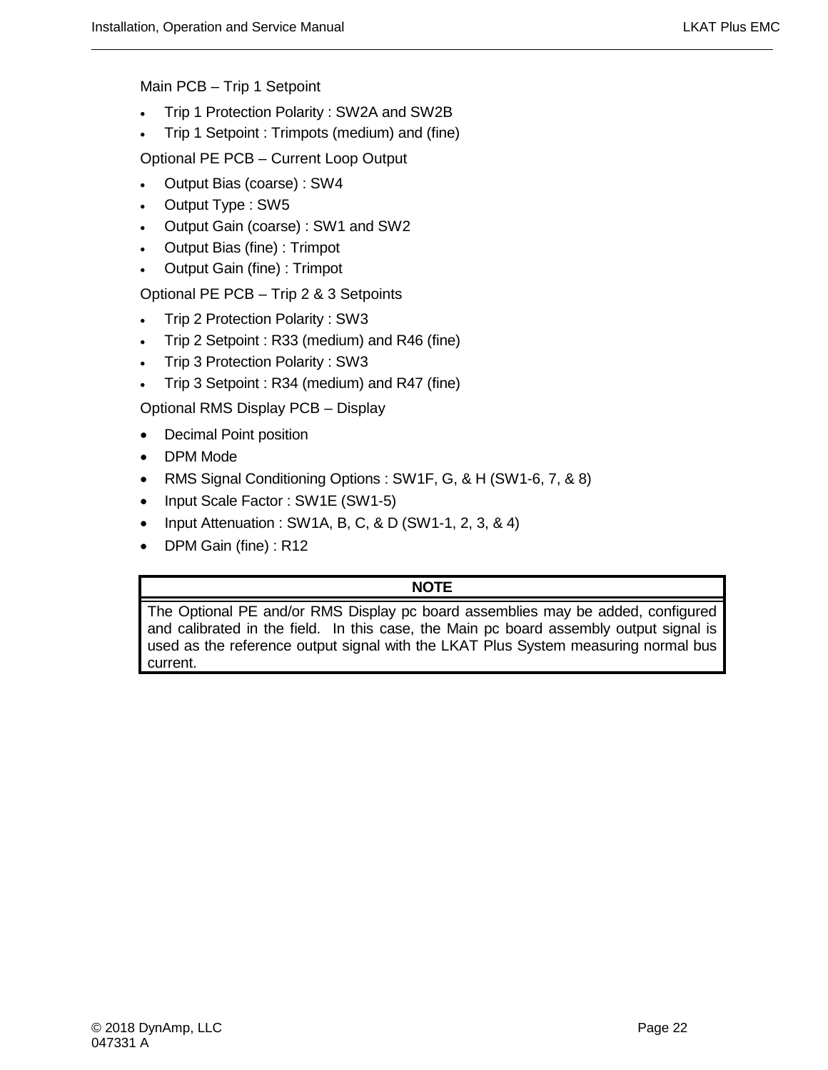Main PCB – Trip 1 Setpoint

- Trip 1 Protection Polarity : SW2A and SW2B
- Trip 1 Setpoint : Trimpots (medium) and (fine)

Optional PE PCB – Current Loop Output

- Output Bias (coarse) : SW4
- Output Type : SW5
- Output Gain (coarse) : SW1 and SW2
- Output Bias (fine) : Trimpot
- Output Gain (fine) : Trimpot

Optional PE PCB – Trip 2 & 3 Setpoints

- Trip 2 Protection Polarity : SW3
- Trip 2 Setpoint : R33 (medium) and R46 (fine)
- Trip 3 Protection Polarity : SW3
- Trip 3 Setpoint : R34 (medium) and R47 (fine)

Optional RMS Display PCB – Display

- Decimal Point position
- DPM Mode
- RMS Signal Conditioning Options : SW1F, G, & H (SW1-6, 7, & 8)
- Input Scale Factor : SW1E (SW1-5)
- Input Attenuation : SW1A, B, C, & D (SW1-1, 2, 3, & 4)
- DPM Gain (fine) : R12

| NOTE |
|---|
| The Optional PE and/or RMS Display pc board assemblies may be added, configured and calibrated in the field. In this case, the Main pc board assembly output signal is used as the reference output signal with the LKAT Plus System measuring normal bus current. |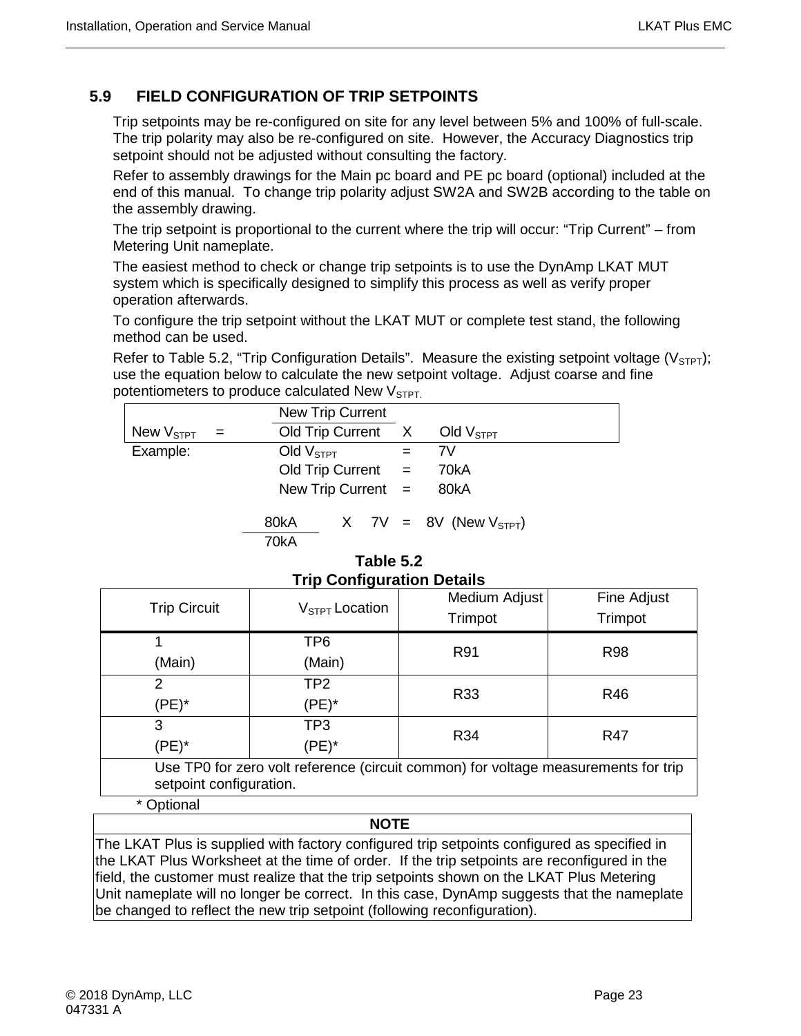## 5.9 FIELD CONFIGURATION OF TRIP SETPOINTS

Trip setpoints may be re-configured on site for any level between 5% and 100% of full-scale. The trip polarity may also be re-configured on site. However, the Accuracy Diagnostics trip setpoint should not be adjusted without consulting the factory.

Refer to assembly drawings for the Main pc board and PE pc board (optional) included at the end of this manual. To change trip polarity adjust SW2A and SW2B according to the table on the assembly drawing.

The trip setpoint is proportional to the current where the trip will occur: "Trip Current" – from Metering Unit nameplate.

The easiest method to check or change trip setpoints is to use the DynAmp LKAT MUT system which is specifically designed to simplify this process as well as verify proper operation afterwards.

To configure the trip setpoint without the LKAT MUT or complete test stand, the following method can be used.

Refer to Table 5.2, "Trip Configuration Details". Measure the existing setpoint voltage ($V_{STPT}$); use the equation below to calculate the new setpoint voltage. Adjust coarse and fine potentiometers to produce calculated New $V_{STPT}$.

$$\text{New } V_{STPT} = \frac{\text{New Trip Current}}{\text{Old Trip Current}} \times \text{Old } V_{STPT}$$

Example:

Old $V_{STPT}$ = 7V

Old Trip Current = 70kA

New Trip Current = 80kA

$$\frac{80kA}{70kA} \times 7V = 8V \text{ (New } V_{STPT})$$

**Table 5.2**
**Trip Configuration Details**

| Trip Circuit | $V_{STPT}$ Location | Medium Adjust Trimpot | Fine Adjust Trimpot |
|---|---|---|---|
| 1 (Main) | TP6 (Main) | R91 | R98 |
| 2 (PE)* | TP2 (PE)* | R33 | R46 |
| 3 (PE)* | TP3 (PE)* | R34 | R47 |
| Use TP0 for zero volt reference (circuit common) for voltage measurements for trip setpoint configuration. | | | |

\* Optional

| NOTE |
|---|
| The LKAT Plus is supplied with factory configured trip setpoints configured as specified in the LKAT Plus Worksheet at the time of order. If the trip setpoints are reconfigured in the field, the customer must realize that the trip setpoints shown on the LKAT Plus Metering Unit nameplate will no longer be correct. In this case, DynAmp suggests that the nameplate be changed to reflect the new trip setpoint (following reconfiguration). |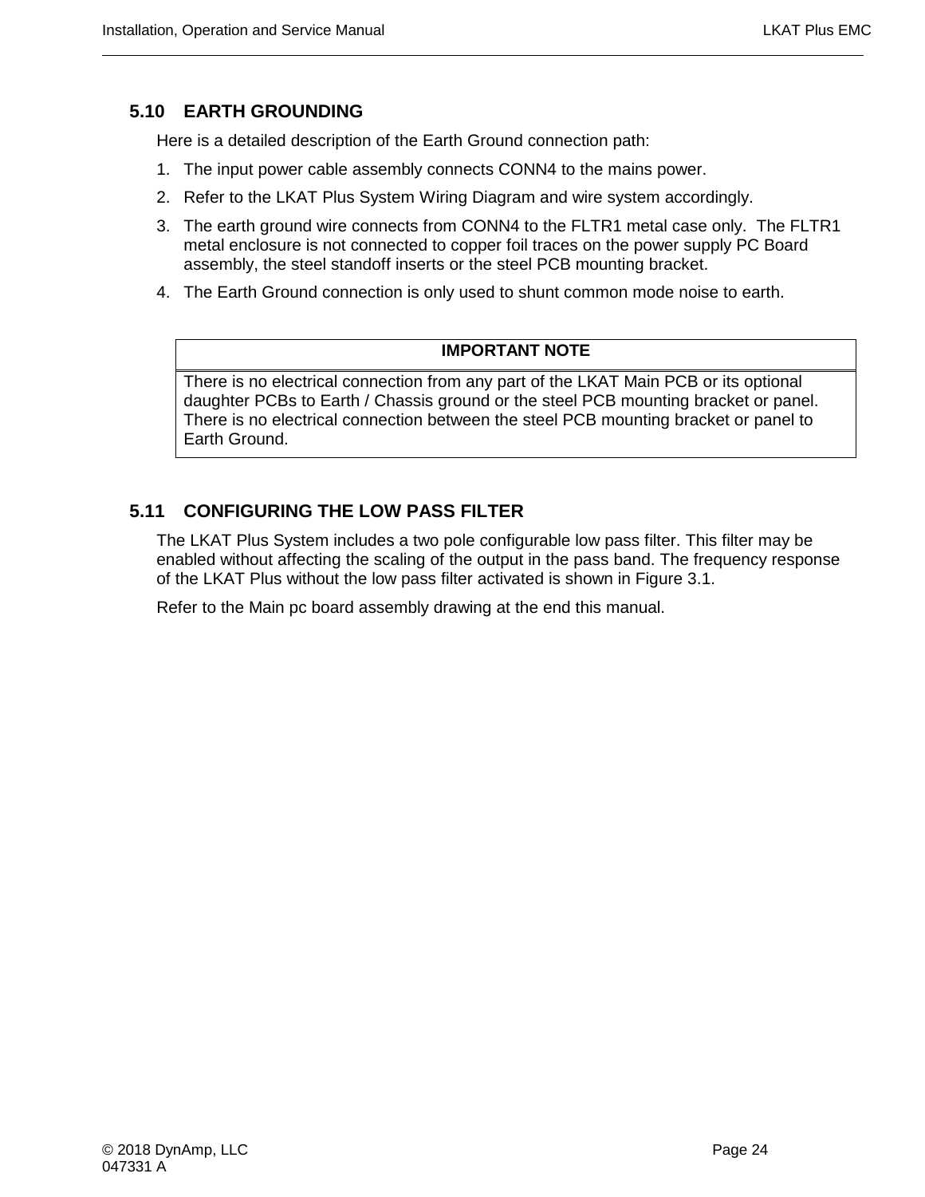## 5.10 EARTH GROUNDING

Here is a detailed description of the Earth Ground connection path:

1. The input power cable assembly connects CONN4 to the mains power.
2. Refer to the LKAT Plus System Wiring Diagram and wire system accordingly.
3. The earth ground wire connects from CONN4 to the FLTR1 metal case only. The FLTR1 metal enclosure is not connected to copper foil traces on the power supply PC Board assembly, the steel standoff inserts or the steel PCB mounting bracket.
4. The Earth Ground connection is only used to shunt common mode noise to earth.

| IMPORTANT NOTE |
|---|
| There is no electrical connection from any part of the LKAT Main PCB or its optional daughter PCBs to Earth / Chassis ground or the steel PCB mounting bracket or panel. There is no electrical connection between the steel PCB mounting bracket or panel to Earth Ground. |

## 5.11 CONFIGURING THE LOW PASS FILTER

The LKAT Plus System includes a two pole configurable low pass filter. This filter may be enabled without affecting the scaling of the output in the pass band. The frequency response of the LKAT Plus without the low pass filter activated is shown in Figure 3.1.

Refer to the Main pc board assembly drawing at the end this manual.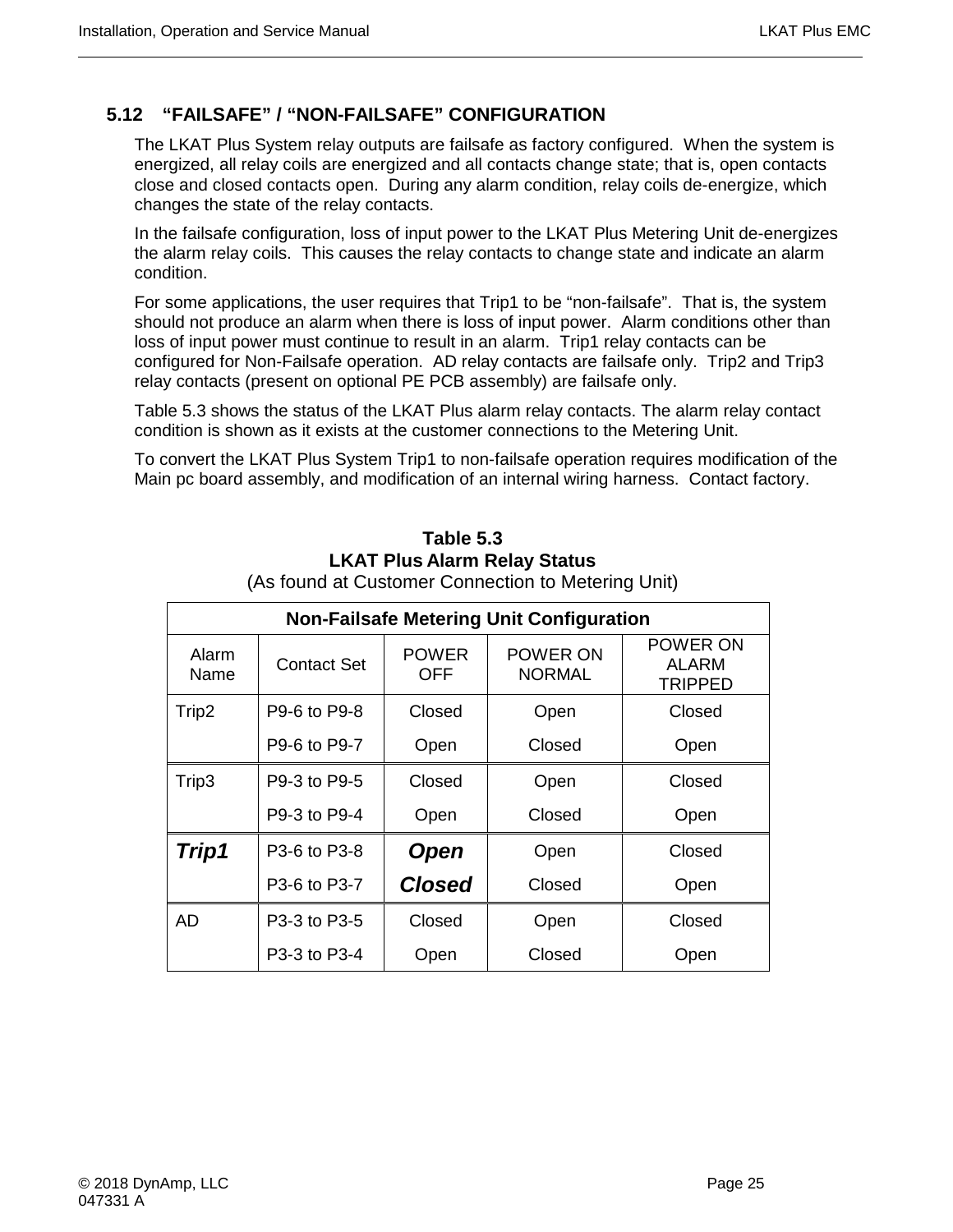## 5.12 "FAILSAFE" / "NON-FAILSAFE" CONFIGURATION

The LKAT Plus System relay outputs are failsafe as factory configured. When the system is energized, all relay coils are energized and all contacts change state; that is, open contacts close and closed contacts open. During any alarm condition, relay coils de-energize, which changes the state of the relay contacts.

In the failsafe configuration, loss of input power to the LKAT Plus Metering Unit de-energizes the alarm relay coils. This causes the relay contacts to change state and indicate an alarm condition.

For some applications, the user requires that Trip1 to be "non-failsafe". That is, the system should not produce an alarm when there is loss of input power. Alarm conditions other than loss of input power must continue to result in an alarm. Trip1 relay contacts can be configured for Non-Failsafe operation. AD relay contacts are failsafe only. Trip2 and Trip3 relay contacts (present on optional PE PCB assembly) are failsafe only.

Table 5.3 shows the status of the LKAT Plus alarm relay contacts. The alarm relay contact condition is shown as it exists at the customer connections to the Metering Unit.

To convert the LKAT Plus System Trip1 to non-failsafe operation requires modification of the Main pc board assembly, and modification of an internal wiring harness. Contact factory.

**Table 5.3**
**LKAT Plus Alarm Relay Status**
(As found at Customer Connection to Metering Unit)

| **Non-Failsafe Metering Unit Configuration** | | | | |
|---|---|---|---|---|
| Alarm Name | Contact Set | POWER OFF | POWER ON NORMAL | POWER ON ALARM TRIPPED |
| Trip2 | P9-6 to P9-8 | Closed | Open | Closed |
| | P9-6 to P9-7 | Open | Closed | Open |
| Trip3 | P9-3 to P9-5 | Closed | Open | Closed |
| | P9-3 to P9-4 | Open | Closed | Open |
| ***Trip1*** | P3-6 to P3-8 | ***Open*** | Open | Closed |
| | P3-6 to P3-7 | ***Closed*** | Closed | Open |
| AD | P3-3 to P3-5 | Closed | Open | Closed |
| | P3-3 to P3-4 | Open | Closed | Open |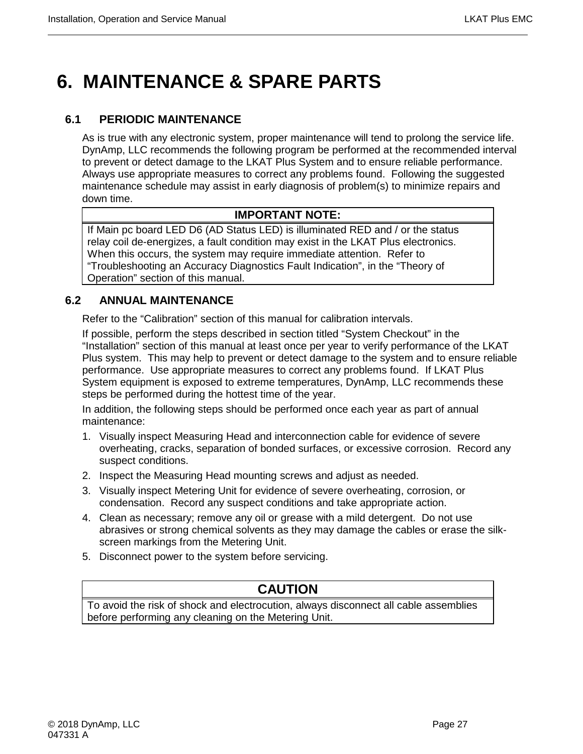# 6. MAINTENANCE & SPARE PARTS

## 6.1 PERIODIC MAINTENANCE

As is true with any electronic system, proper maintenance will tend to prolong the service life. DynAmp, LLC recommends the following program be performed at the recommended interval to prevent or detect damage to the LKAT Plus System and to ensure reliable performance. Always use appropriate measures to correct any problems found. Following the suggested maintenance schedule may assist in early diagnosis of problem(s) to minimize repairs and down time.

| IMPORTANT NOTE: |
|---|
| If Main pc board LED D6 (AD Status LED) is illuminated RED and / or the status relay coil de-energizes, a fault condition may exist in the LKAT Plus electronics. When this occurs, the system may require immediate attention. Refer to "Troubleshooting an Accuracy Diagnostics Fault Indication", in the "Theory of Operation" section of this manual. |

## 6.2 ANNUAL MAINTENANCE

Refer to the "Calibration" section of this manual for calibration intervals.

If possible, perform the steps described in section titled "System Checkout" in the "Installation" section of this manual at least once per year to verify performance of the LKAT Plus system. This may help to prevent or detect damage to the system and to ensure reliable performance. Use appropriate measures to correct any problems found. If LKAT Plus System equipment is exposed to extreme temperatures, DynAmp, LLC recommends these steps be performed during the hottest time of the year.

In addition, the following steps should be performed once each year as part of annual maintenance:

1. Visually inspect Measuring Head and interconnection cable for evidence of severe overheating, cracks, separation of bonded surfaces, or excessive corrosion. Record any suspect conditions.
2. Inspect the Measuring Head mounting screws and adjust as needed.
3. Visually inspect Metering Unit for evidence of severe overheating, corrosion, or condensation. Record any suspect conditions and take appropriate action.
4. Clean as necessary; remove any oil or grease with a mild detergent. Do not use abrasives or strong chemical solvents as they may damage the cables or erase the silk-screen markings from the Metering Unit.
5. Disconnect power to the system before servicing.

| CAUTION |
|---|
| To avoid the risk of shock and electrocution, always disconnect all cable assemblies before performing any cleaning on the Metering Unit. |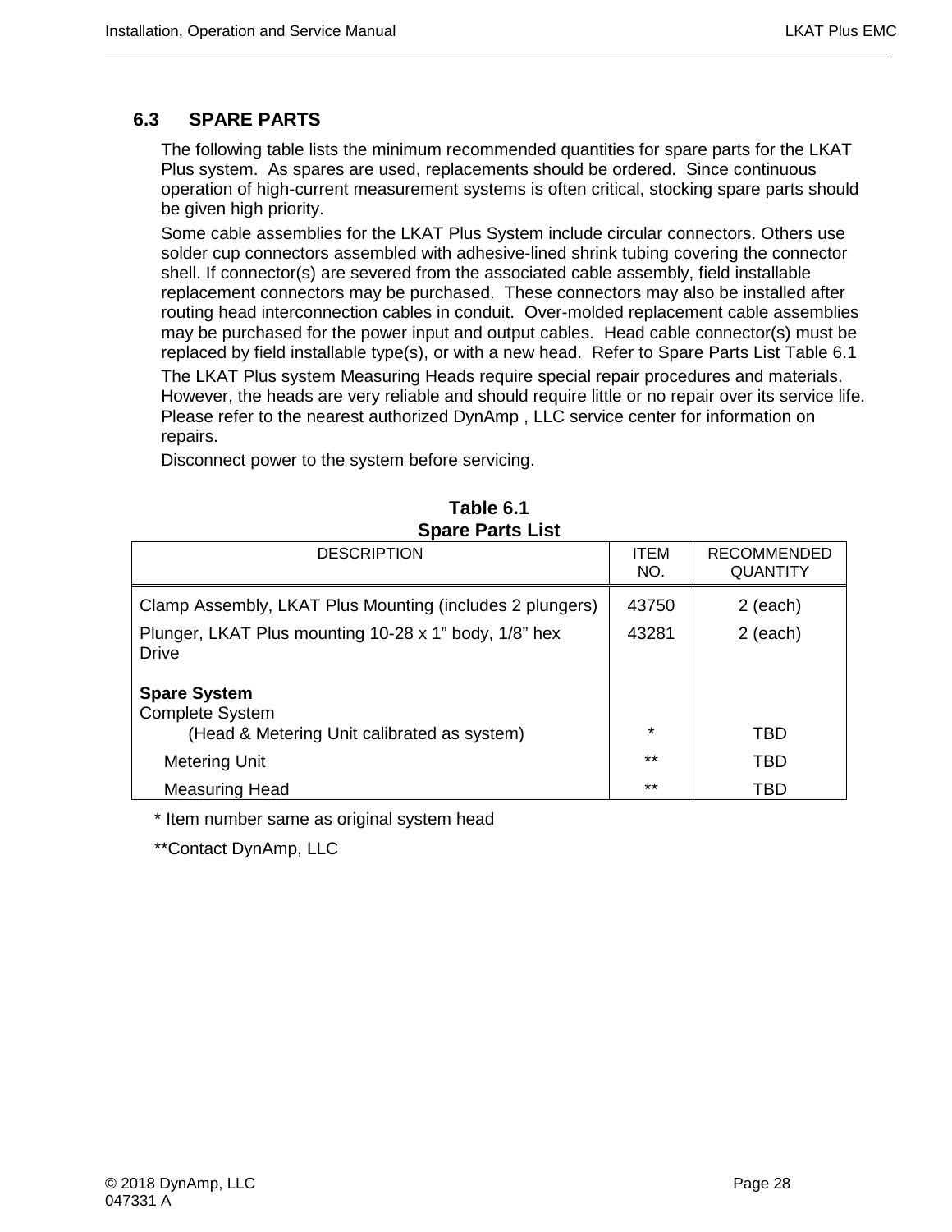## 6.3 SPARE PARTS

The following table lists the minimum recommended quantities for spare parts for the LKAT Plus system. As spares are used, replacements should be ordered. Since continuous operation of high-current measurement systems is often critical, stocking spare parts should be given high priority.

Some cable assemblies for the LKAT Plus System include circular connectors. Others use solder cup connectors assembled with adhesive-lined shrink tubing covering the connector shell. If connector(s) are severed from the associated cable assembly, field installable replacement connectors may be purchased. These connectors may also be installed after routing head interconnection cables in conduit. Over-molded replacement cable assemblies may be purchased for the power input and output cables. Head cable connector(s) must be replaced by field installable type(s), or with a new head. Refer to Spare Parts List Table 6.1

The LKAT Plus system Measuring Heads require special repair procedures and materials. However, the heads are very reliable and should require little or no repair over its service life. Please refer to the nearest authorized DynAmp , LLC service center for information on repairs.

Disconnect power to the system before servicing.

**Table 6.1**
**Spare Parts List**

| DESCRIPTION | ITEM NO. | RECOMMENDED QUANTITY |
|---|---|---|
| Clamp Assembly, LKAT Plus Mounting (includes 2 plungers) | 43750 | 2 (each) |
| Plunger, LKAT Plus mounting 10-28 x 1" body, 1/8" hex Drive | 43281 | 2 (each) |
| **Spare System** | | |
| Complete System (Head & Metering Unit calibrated as system) | * | TBD |
| Metering Unit | ** | TBD |
| Measuring Head | ** | TBD |

* Item number same as original system head

**Contact DynAmp, LLC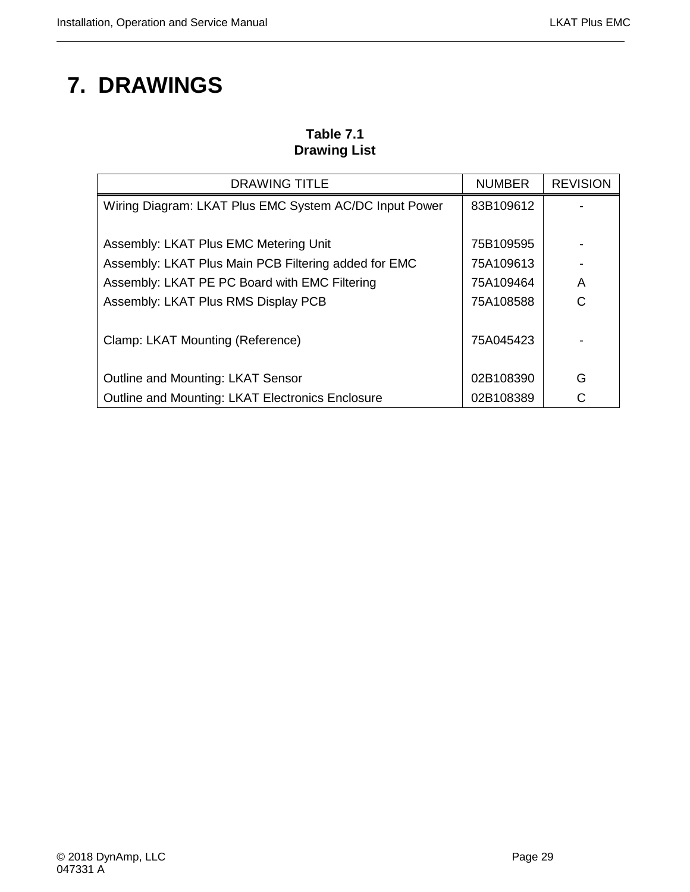# 7. DRAWINGS

**Table 7.1**
**Drawing List**

| DRAWING TITLE | NUMBER | REVISION |
|---|---|---|
| Wiring Diagram: LKAT Plus EMC System AC/DC Input Power | 83B109612 | - |
| Assembly: LKAT Plus EMC Metering Unit | 75B109595 | - |
| Assembly: LKAT Plus Main PCB Filtering added for EMC | 75A109613 | - |
| Assembly: LKAT PE PC Board with EMC Filtering | 75A109464 | A |
| Assembly: LKAT Plus RMS Display PCB | 75A108588 | C |
| Clamp: LKAT Mounting (Reference) | 75A045423 | - |
| Outline and Mounting: LKAT Sensor | 02B108390 | G |
| Outline and Mounting: LKAT Electronics Enclosure | 02B108389 | C |